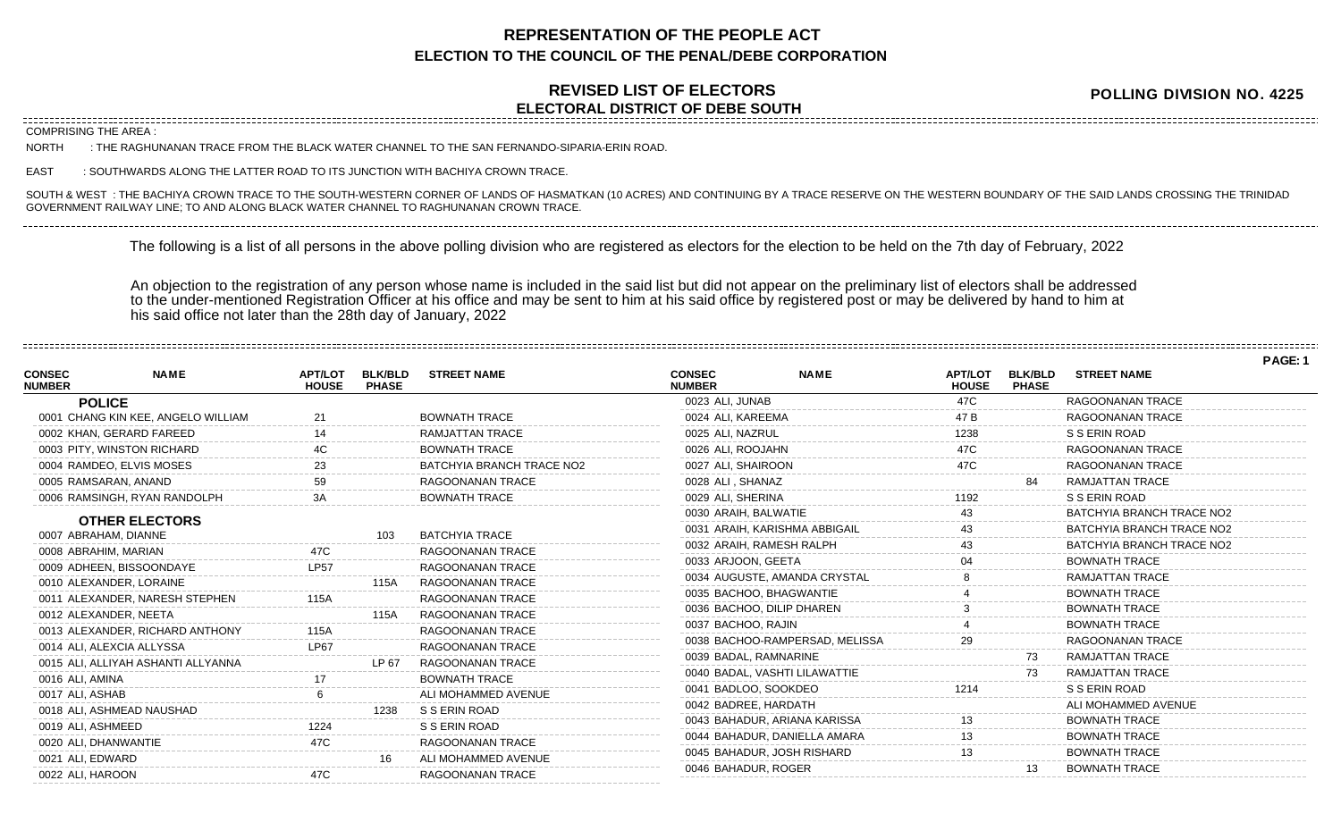# REPRESENTATION OF THE PEOPLE ACT

## ELECTION TO THE COUNCIL OF THE PENAL/DEBE CORPORATION

### REVISED LIST OF ELECTORS

### ELECTORAL DISTRICT OF DEBE SOUTH

**POLLING DIVISION NO. 4225**

COMPRISING THE AREA :

NORTH : THE RAGHUNANAN TRACE FROM THE BLACK WATER CHANNEL TO THE SAN FERNANDO-SIPARIA-ERIN ROAD.

EAST : SOUTHWARDS ALONG THE LATTER ROAD TO ITS JUNCTION WITH BACHIYA CROWN TRACE.

SOUTH & WEST : THE BACHIYA CROWN TRACE TO THE SOUTH-WESTERN CORNER OF LANDS OF HASMATKAN (10 ACRES) AND CONTINUING BY A TRACE RESERVE ON THE WESTERN BOUNDARY OF THE SAID LANDS CROSSING THE TRINIDAD GOVERNMENT RAILWAY LINE; TO AND ALONG BLACK WATER CHANNEL TO RAGHUNANAN CROWN TRACE.

The following is a list of all persons in the above polling division who are registered as electors for the election to be held on the 7th day of February, 2022

An objection to the registration of any person whose name is included in the said list but did not appear on the preliminary list of electors shall be addressed to the under-mentioned Registration Officer at his office and may be sent to him at his said office by registered post or may be delivered by hand to him at his said office not later than the 28th day of January, 2022

| CONSEC NUMBER | NAME | APT/LOT HOUSE | BLK/BLD PHASE | STREET NAME |
|---|---|---|---|---|
| **POLICE** | | | | |
| 0001 | CHANG KIN KEE, ANGELO WILLIAM | 21 | | BOWNATH TRACE |
| 0002 | KHAN, GERARD FAREED | 14 | | RAMJATTAN TRACE |
| 0003 | PITY, WINSTON RICHARD | 4C | | BOWNATH TRACE |
| 0004 | RAMDEO, ELVIS MOSES | 23 | | BATCHYIA BRANCH TRACE NO2 |
| 0005 | RAMSARAN, ANAND | 59 | | RAGOONANAN TRACE |
| 0006 | RAMSINGH, RYAN RANDOLPH | 3A | | BOWNATH TRACE |
| **OTHER ELECTORS** | | | | |
| 0007 | ABRAHAM, DIANNE | | 103 | BATCHYIA TRACE |
| 0008 | ABRAHIM, MARIAN | 47C | | RAGOONANAN TRACE |
| 0009 | ADHEEN, BISSOONDAYE | LP57 | | RAGOONANAN TRACE |
| 0010 | ALEXANDER, LORAINE | | 115A | RAGOONANAN TRACE |
| 0011 | ALEXANDER, NARESH STEPHEN | 115A | | RAGOONANAN TRACE |
| 0012 | ALEXANDER, NEETA | | 115A | RAGOONANAN TRACE |
| 0013 | ALEXANDER, RICHARD ANTHONY | 115A | | RAGOONANAN TRACE |
| 0014 | ALI, ALEXCIA ALLYSSA | LP67 | | RAGOONANAN TRACE |
| 0015 | ALI, ALLIYAH ASHANTI ALLYANNA | | LP 67 | RAGOONANAN TRACE |
| 0016 | ALI, AMINA | 17 | | BOWNATH TRACE |
| 0017 | ALI, ASHAB | 6 | | ALI MOHAMMED AVENUE |
| 0018 | ALI, ASHMEAD NAUSHAD | | 1238 | S S ERIN ROAD |
| 0019 | ALI, ASHMEED | 1224 | | S S ERIN ROAD |
| 0020 | ALI, DHANWANTIE | 47C | | RAGOONANAN TRACE |
| 0021 | ALI, EDWARD | | 16 | ALI MOHAMMED AVENUE |
| 0022 | ALI, HAROON | 47C | | RAGOONANAN TRACE |
| 0023 | ALI, JUNAB | 47C | | RAGOONANAN TRACE |
| 0024 | ALI, KAREEMA | 47 B | | RAGOONANAN TRACE |
| 0025 | ALI, NAZRUL | 1238 | | S S ERIN ROAD |
| 0026 | ALI, ROOJAHN | 47C | | RAGOONANAN TRACE |
| 0027 | ALI, SHAIROON | 47C | | RAGOONANAN TRACE |
| 0028 | ALI , SHANAZ | | 84 | RAMJATTAN TRACE |
| 0029 | ALI, SHERINA | 1192 | | S S ERIN ROAD |
| 0030 | ARAIH, BALWATIE | 43 | | BATCHYIA BRANCH TRACE NO2 |
| 0031 | ARAIH, KARISHMA ABBIGAIL | 43 | | BATCHYIA BRANCH TRACE NO2 |
| 0032 | ARAIH, RAMESH RALPH | 43 | | BATCHYIA BRANCH TRACE NO2 |
| 0033 | ARJOON, GEETA | 04 | | BOWNATH TRACE |
| 0034 | AUGUSTE, AMANDA CRYSTAL | 8 | | RAMJATTAN TRACE |
| 0035 | BACHOO, BHAGWANTIE | 4 | | BOWNATH TRACE |
| 0036 | BACHOO, DILIP DHAREN | 3 | | BOWNATH TRACE |
| 0037 | BACHOO, RAJIN | 4 | | BOWNATH TRACE |
| 0038 | BACHOO-RAMPERSAD, MELISSA | 29 | | RAGOONANAN TRACE |
| 0039 | BADAL, RAMNARINE | | 73 | RAMJATTAN TRACE |
| 0040 | BADAL, VASHTI LILAWATTIE | | 73 | RAMJATTAN TRACE |
| 0041 | BADLOO, SOOKDEO | 1214 | | S S ERIN ROAD |
| 0042 | BADREE, HARDATH | | | ALI MOHAMMED AVENUE |
| 0043 | BAHADUR, ARIANA KARISSA | 13 | | BOWNATH TRACE |
| 0044 | BAHADUR, DANIELLA AMARA | 13 | | BOWNATH TRACE |
| 0045 | BAHADUR, JOSH RISHARD | 13 | | BOWNATH TRACE |
| 0046 | BAHADUR, ROGER | | 13 | BOWNATH TRACE |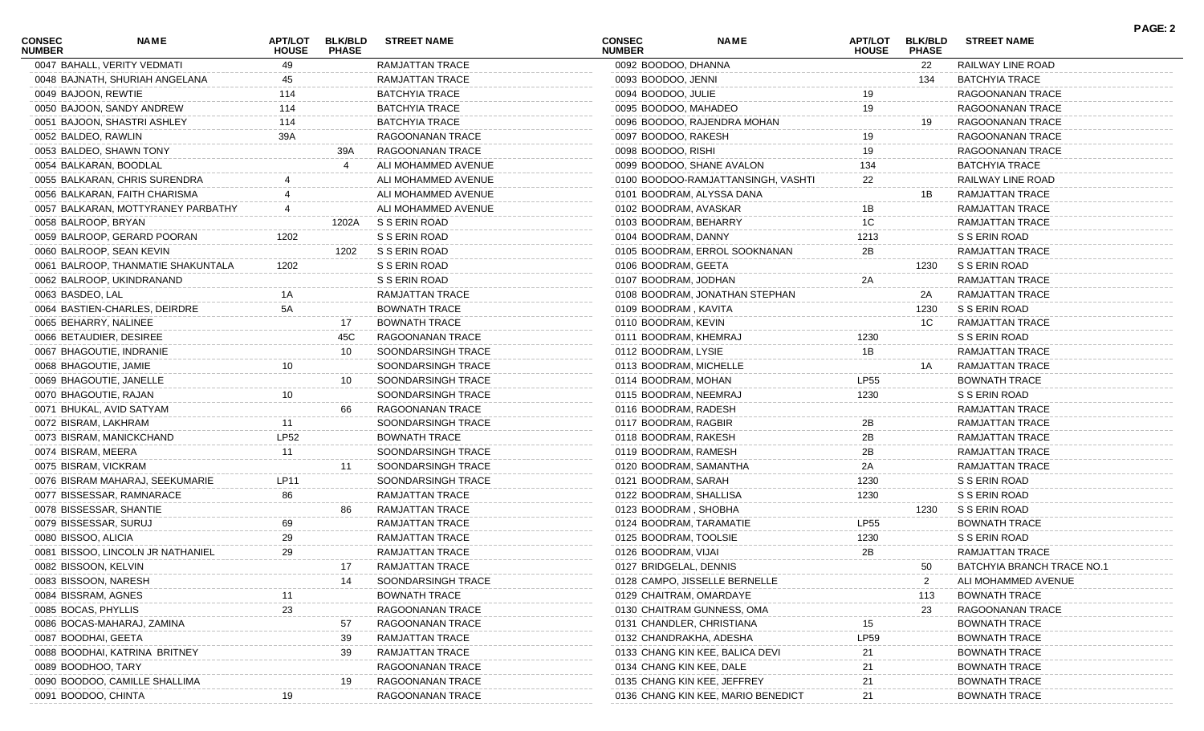| CONSEC NUMBER | NAME | APT/LOT HOUSE | BLK/BLD PHASE | STREET NAME |
|---|---|---|---|---|
| 0047 | BAHALL, VERITY VEDMATI | 49 | | RAMJATTAN TRACE |
| 0048 | BAJNATH, SHURIAH ANGELANA | 45 | | RAMJATTAN TRACE |
| 0049 | BAJOON, REWTIE | 114 | | BATCHYIA TRACE |
| 0050 | BAJOON, SANDY ANDREW | 114 | | BATCHYIA TRACE |
| 0051 | BAJOON, SHASTRI ASHLEY | 114 | | BATCHYIA TRACE |
| 0052 | BALDEO, RAWLIN | 39A | | RAGOONANAN TRACE |
| 0053 | BALDEO, SHAWN TONY | | 39A | RAGOONANAN TRACE |
| 0054 | BALKARAN, BOODLAL | | 4 | ALI MOHAMMED AVENUE |
| 0055 | BALKARAN, CHRIS SURENDRA | 4 | | ALI MOHAMMED AVENUE |
| 0056 | BALKARAN, FAITH CHARISMA | 4 | | ALI MOHAMMED AVENUE |
| 0057 | BALKARAN, MOTTYRANEY PARBATHY | 4 | | ALI MOHAMMED AVENUE |
| 0058 | BALROOP, BRYAN | | 1202A | S S ERIN ROAD |
| 0059 | BALROOP, GERARD POORAN | 1202 | | S S ERIN ROAD |
| 0060 | BALROOP, SEAN KEVIN | | 1202 | S S ERIN ROAD |
| 0061 | BALROOP, THANMATIE SHAKUNTALA | 1202 | | S S ERIN ROAD |
| 0062 | BALROOP, UKINDRANAND | | | S S ERIN ROAD |
| 0063 | BASDEO, LAL | 1A | | RAMJATTAN TRACE |
| 0064 | BASTIEN-CHARLES, DEIRDRE | 5A | | BOWNATH TRACE |
| 0065 | BEHARRY, NALINEE | | 17 | BOWNATH TRACE |
| 0066 | BETAUDIER, DESIREE | | 45C | RAGOONANAN TRACE |
| 0067 | BHAGOUTIE, INDRANIE | | 10 | SOONDARSINGH TRACE |
| 0068 | BHAGOUTIE, JAMIE | 10 | | SOONDARSINGH TRACE |
| 0069 | BHAGOUTIE, JANELLE | | 10 | SOONDARSINGH TRACE |
| 0070 | BHAGOUTIE, RAJAN | 10 | | SOONDARSINGH TRACE |
| 0071 | BHUKAL, AVID SATYAM | | 66 | RAGOONANAN TRACE |
| 0072 | BISRAM, LAKHRAM | 11 | | SOONDARSINGH TRACE |
| 0073 | BISRAM, MANICKCHAND | LP52 | | BOWNATH TRACE |
| 0074 | BISRAM, MEERA | 11 | | SOONDARSINGH TRACE |
| 0075 | BISRAM, VICKRAM | | 11 | SOONDARSINGH TRACE |
| 0076 | BISRAM MAHARAJ, SEEKUMARIE | LP11 | | SOONDARSINGH TRACE |
| 0077 | BISSESSAR, RAMNARACE | 86 | | RAMJATTAN TRACE |
| 0078 | BISSESSAR, SHANTIE | | 86 | RAMJATTAN TRACE |
| 0079 | BISSESSAR, SURUJ | 69 | | RAMJATTAN TRACE |
| 0080 | BISSOO, ALICIA | 29 | | RAMJATTAN TRACE |
| 0081 | BISSOO, LINCOLN JR NATHANIEL | 29 | | RAMJATTAN TRACE |
| 0082 | BISSOON, KELVIN | | 17 | RAMJATTAN TRACE |
| 0083 | BISSOON, NARESH | | 14 | SOONDARSINGH TRACE |
| 0084 | BISSRAM, AGNES | 11 | | BOWNATH TRACE |
| 0085 | BOCAS, PHYLLIS | 23 | | RAGOONANAN TRACE |
| 0086 | BOCAS-MAHARAJ, ZAMINA | | 57 | RAGOONANAN TRACE |
| 0087 | BOODHAI, GEETA | | 39 | RAMJATTAN TRACE |
| 0088 | BOODHAI, KATRINA BRITNEY | | 39 | RAMJATTAN TRACE |
| 0089 | BOODHOO, TARY | | | RAGOONANAN TRACE |
| 0090 | BOODOO, CAMILLE SHALLIMA | | 19 | RAGOONANAN TRACE |
| 0091 | BOODOO, CHINTA | 19 | | RAGOONANAN TRACE |
| 0092 | BOODOO, DHANNA | | 22 | RAILWAY LINE ROAD |
| 0093 | BOODOO, JENNI | | 134 | BATCHYIA TRACE |
| 0094 | BOODOO, JULIE | 19 | | RAGOONANAN TRACE |
| 0095 | BOODOO, MAHADEO | 19 | | RAGOONANAN TRACE |
| 0096 | BOODOO, RAJENDRA MOHAN | | 19 | RAGOONANAN TRACE |
| 0097 | BOODOO, RAKESH | 19 | | RAGOONANAN TRACE |
| 0098 | BOODOO, RISHI | 19 | | RAGOONANAN TRACE |
| 0099 | BOODOO, SHANE AVALON | 134 | | BATCHYIA TRACE |
| 0100 | BOODOO-RAMJATTANSINGH, VASHTI | 22 | | RAILWAY LINE ROAD |
| 0101 | BOODRAM, ALYSSA DANA | | 1B | RAMJATTAN TRACE |
| 0102 | BOODRAM, AVASKAR | 1B | | RAMJATTAN TRACE |
| 0103 | BOODRAM, BEHARRY | 1C | | RAMJATTAN TRACE |
| 0104 | BOODRAM, DANNY | 1213 | | S S ERIN ROAD |
| 0105 | BOODRAM, ERROL SOOKNANAN | 2B | | RAMJATTAN TRACE |
| 0106 | BOODRAM, GEETA | | 1230 | S S ERIN ROAD |
| 0107 | BOODRAM, JODHAN | 2A | | RAMJATTAN TRACE |
| 0108 | BOODRAM, JONATHAN STEPHAN | | 2A | RAMJATTAN TRACE |
| 0109 | BOODRAM , KAVITA | | 1230 | S S ERIN ROAD |
| 0110 | BOODRAM, KEVIN | | 1C | RAMJATTAN TRACE |
| 0111 | BOODRAM, KHEMRAJ | 1230 | | S S ERIN ROAD |
| 0112 | BOODRAM, LYSIE | 1B | | RAMJATTAN TRACE |
| 0113 | BOODRAM, MICHELLE | | 1A | RAMJATTAN TRACE |
| 0114 | BOODRAM, MOHAN | LP55 | | BOWNATH TRACE |
| 0115 | BOODRAM, NEEMRAJ | 1230 | | S S ERIN ROAD |
| 0116 | BOODRAM, RADESH | | | RAMJATTAN TRACE |
| 0117 | BOODRAM, RAGBIR | 2B | | RAMJATTAN TRACE |
| 0118 | BOODRAM, RAKESH | 2B | | RAMJATTAN TRACE |
| 0119 | BOODRAM, RAMESH | 2B | | RAMJATTAN TRACE |
| 0120 | BOODRAM, SAMANTHA | 2A | | RAMJATTAN TRACE |
| 0121 | BOODRAM, SARAH | 1230 | | S S ERIN ROAD |
| 0122 | BOODRAM, SHALLISA | 1230 | | S S ERIN ROAD |
| 0123 | BOODRAM , SHOBHA | | 1230 | S S ERIN ROAD |
| 0124 | BOODRAM, TARAMATIE | LP55 | | BOWNATH TRACE |
| 0125 | BOODRAM, TOOLSIE | 1230 | | S S ERIN ROAD |
| 0126 | BOODRAM, VIJAI | 2B | | RAMJATTAN TRACE |
| 0127 | BRIDGELAL, DENNIS | | 50 | BATCHYIA BRANCH TRACE NO.1 |
| 0128 | CAMPO, JISSELLE BERNELLE | | 2 | ALI MOHAMMED AVENUE |
| 0129 | CHAITRAM, OMARDAYE | | 113 | BOWNATH TRACE |
| 0130 | CHAITRAM GUNNESS, OMA | | 23 | RAGOONANAN TRACE |
| 0131 | CHANDLER, CHRISTIANA | 15 | | BOWNATH TRACE |
| 0132 | CHANDRAKHA, ADESHA | LP59 | | BOWNATH TRACE |
| 0133 | CHANG KIN KEE, BALICA DEVI | 21 | | BOWNATH TRACE |
| 0134 | CHANG KIN KEE, DALE | 21 | | BOWNATH TRACE |
| 0135 | CHANG KIN KEE, JEFFREY | 21 | | BOWNATH TRACE |
| 0136 | CHANG KIN KEE, MARIO BENEDICT | 21 | | BOWNATH TRACE |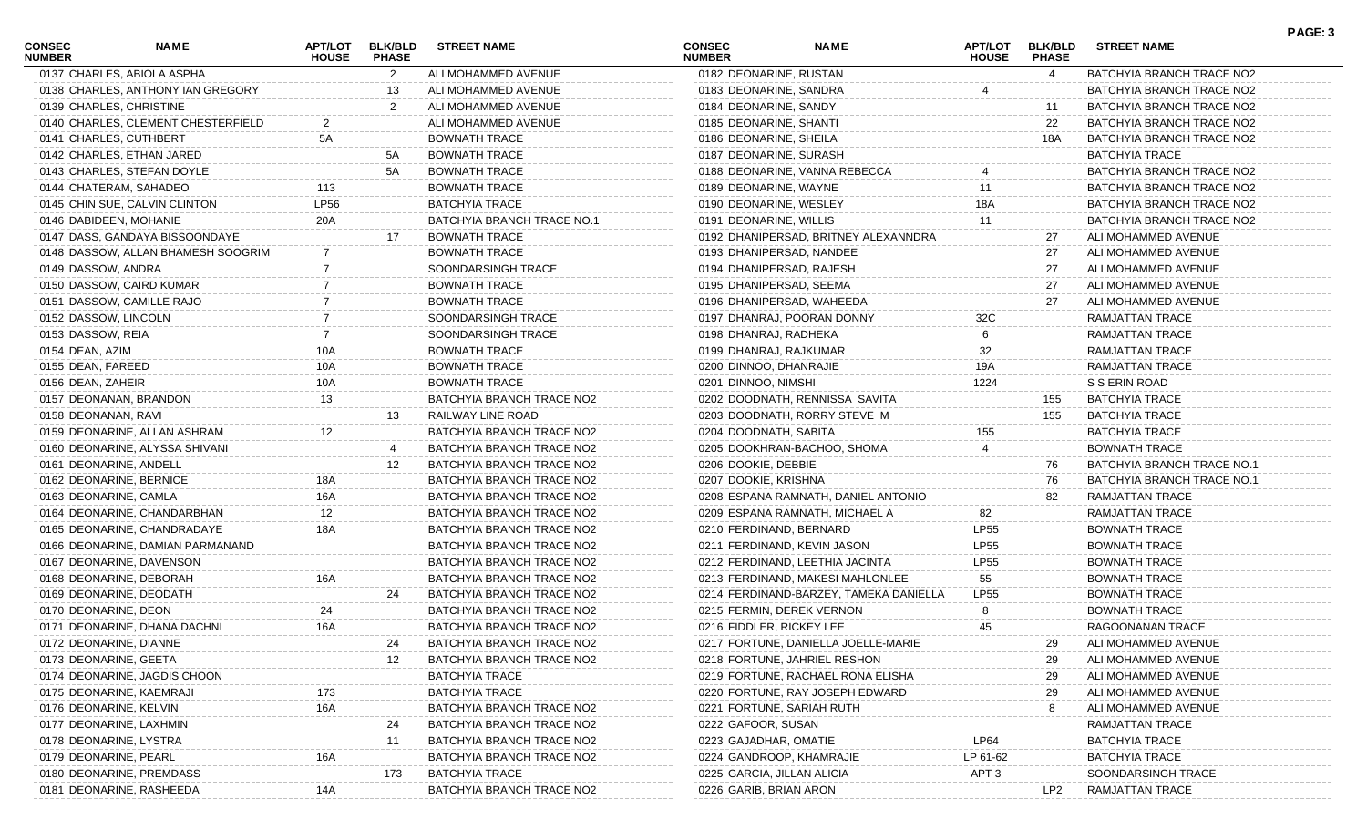| CONSEC NUMBER | NAME | APT/LOT HOUSE | BLK/BLD PHASE | STREET NAME |
|---|---|---|---|---|
| 0137 | CHARLES, ABIOLA ASPHA | | 2 | ALI MOHAMMED AVENUE |
| 0138 | CHARLES, ANTHONY IAN GREGORY | | 13 | ALI MOHAMMED AVENUE |
| 0139 | CHARLES, CHRISTINE | | 2 | ALI MOHAMMED AVENUE |
| 0140 | CHARLES, CLEMENT CHESTERFIELD | 2 | | ALI MOHAMMED AVENUE |
| 0141 | CHARLES, CUTHBERT | 5A | | BOWNATH TRACE |
| 0142 | CHARLES, ETHAN JARED | | 5A | BOWNATH TRACE |
| 0143 | CHARLES, STEFAN DOYLE | | 5A | BOWNATH TRACE |
| 0144 | CHATERAM, SAHADEO | 113 | | BOWNATH TRACE |
| 0145 | CHIN SUE, CALVIN CLINTON | LP56 | | BATCHYIA TRACE |
| 0146 | DABIDEEN, MOHANIE | 20A | | BATCHYIA BRANCH TRACE NO.1 |
| 0147 | DASS, GANDAYA BISSOONDAYE | | 17 | BOWNATH TRACE |
| 0148 | DASSOW, ALLAN BHAMESH SOOGRIM | 7 | | BOWNATH TRACE |
| 0149 | DASSOW, ANDRA | 7 | | SOONDARSINGH TRACE |
| 0150 | DASSOW, CAIRD KUMAR | 7 | | BOWNATH TRACE |
| 0151 | DASSOW, CAMILLE RAJO | 7 | | BOWNATH TRACE |
| 0152 | DASSOW, LINCOLN | 7 | | SOONDARSINGH TRACE |
| 0153 | DASSOW, REIA | 7 | | SOONDARSINGH TRACE |
| 0154 | DEAN, AZIM | 10A | | BOWNATH TRACE |
| 0155 | DEAN, FAREED | 10A | | BOWNATH TRACE |
| 0156 | DEAN, ZAHEIR | 10A | | BOWNATH TRACE |
| 0157 | DEONANAN, BRANDON | 13 | | BATCHYIA BRANCH TRACE NO2 |
| 0158 | DEONANAN, RAVI | | 13 | RAILWAY LINE ROAD |
| 0159 | DEONARINE, ALLAN ASHRAM | 12 | | BATCHYIA BRANCH TRACE NO2 |
| 0160 | DEONARINE, ALYSSA SHIVANI | | 4 | BATCHYIA BRANCH TRACE NO2 |
| 0161 | DEONARINE, ANDELL | | 12 | BATCHYIA BRANCH TRACE NO2 |
| 0162 | DEONARINE, BERNICE | 18A | | BATCHYIA BRANCH TRACE NO2 |
| 0163 | DEONARINE, CAMLA | 16A | | BATCHYIA BRANCH TRACE NO2 |
| 0164 | DEONARINE, CHANDARBHAN | 12 | | BATCHYIA BRANCH TRACE NO2 |
| 0165 | DEONARINE, CHANDRADAYE | 18A | | BATCHYIA BRANCH TRACE NO2 |
| 0166 | DEONARINE, DAMIAN PARMANAND | | | BATCHYIA BRANCH TRACE NO2 |
| 0167 | DEONARINE, DAVENSON | | | BATCHYIA BRANCH TRACE NO2 |
| 0168 | DEONARINE, DEBORAH | 16A | | BATCHYIA BRANCH TRACE NO2 |
| 0169 | DEONARINE, DEODATH | | 24 | BATCHYIA BRANCH TRACE NO2 |
| 0170 | DEONARINE, DEON | 24 | | BATCHYIA BRANCH TRACE NO2 |
| 0171 | DEONARINE, DHANA DACHNI | 16A | | BATCHYIA BRANCH TRACE NO2 |
| 0172 | DEONARINE, DIANNE | | 24 | BATCHYIA BRANCH TRACE NO2 |
| 0173 | DEONARINE, GEETA | | 12 | BATCHYIA BRANCH TRACE NO2 |
| 0174 | DEONARINE, JAGDIS CHOON | | | BATCHYIA TRACE |
| 0175 | DEONARINE, KAEMRAJI | 173 | | BATCHYIA TRACE |
| 0176 | DEONARINE, KELVIN | 16A | | BATCHYIA BRANCH TRACE NO2 |
| 0177 | DEONARINE, LAXHMIN | | 24 | BATCHYIA BRANCH TRACE NO2 |
| 0178 | DEONARINE, LYSTRA | | 11 | BATCHYIA BRANCH TRACE NO2 |
| 0179 | DEONARINE, PEARL | 16A | | BATCHYIA BRANCH TRACE NO2 |
| 0180 | DEONARINE, PREMDASS | | 173 | BATCHYIA TRACE |
| 0181 | DEONARINE, RASHEEDA | 14A | | BATCHYIA BRANCH TRACE NO2 |
| 0182 | DEONARINE, RUSTAN | | 4 | BATCHYIA BRANCH TRACE NO2 |
| 0183 | DEONARINE, SANDRA | 4 | | BATCHYIA BRANCH TRACE NO2 |
| 0184 | DEONARINE, SANDY | | 11 | BATCHYIA BRANCH TRACE NO2 |
| 0185 | DEONARINE, SHANTI | | 22 | BATCHYIA BRANCH TRACE NO2 |
| 0186 | DEONARINE, SHEILA | | 18A | BATCHYIA BRANCH TRACE NO2 |
| 0187 | DEONARINE, SURASH | | | BATCHYIA TRACE |
| 0188 | DEONARINE, VANNA REBECCA | 4 | | BATCHYIA BRANCH TRACE NO2 |
| 0189 | DEONARINE, WAYNE | 11 | | BATCHYIA BRANCH TRACE NO2 |
| 0190 | DEONARINE, WESLEY | 18A | | BATCHYIA BRANCH TRACE NO2 |
| 0191 | DEONARINE, WILLIS | 11 | | BATCHYIA BRANCH TRACE NO2 |
| 0192 | DHANIPERSAD, BRITNEY ALEXANNDRA | | 27 | ALI MOHAMMED AVENUE |
| 0193 | DHANIPERSAD, NANDEE | | 27 | ALI MOHAMMED AVENUE |
| 0194 | DHANIPERSAD, RAJESH | | 27 | ALI MOHAMMED AVENUE |
| 0195 | DHANIPERSAD, SEEMA | | 27 | ALI MOHAMMED AVENUE |
| 0196 | DHANIPERSAD, WAHEEDA | | 27 | ALI MOHAMMED AVENUE |
| 0197 | DHANRAJ, POORAN DONNY | 32C | | RAMJATTAN TRACE |
| 0198 | DHANRAJ, RADHEKA | 6 | | RAMJATTAN TRACE |
| 0199 | DHANRAJ, RAJKUMAR | 32 | | RAMJATTAN TRACE |
| 0200 | DINNOO, DHANRAJIE | 19A | | RAMJATTAN TRACE |
| 0201 | DINNOO, NIMSHI | 1224 | | S S ERIN ROAD |
| 0202 | DOODNATH, RENNISSA SAVITA | | 155 | BATCHYIA TRACE |
| 0203 | DOODNATH, RORRY STEVE M | | 155 | BATCHYIA TRACE |
| 0204 | DOODNATH, SABITA | 155 | | BATCHYIA TRACE |
| 0205 | DOOKHRAN-BACHOO, SHOMA | 4 | | BOWNATH TRACE |
| 0206 | DOOKIE, DEBBIE | | 76 | BATCHYIA BRANCH TRACE NO.1 |
| 0207 | DOOKIE, KRISHNA | | 76 | BATCHYIA BRANCH TRACE NO.1 |
| 0208 | ESPANA RAMNATH, DANIEL ANTONIO | | 82 | RAMJATTAN TRACE |
| 0209 | ESPANA RAMNATH, MICHAEL A | 82 | | RAMJATTAN TRACE |
| 0210 | FERDINAND, BERNARD | LP55 | | BOWNATH TRACE |
| 0211 | FERDINAND, KEVIN JASON | LP55 | | BOWNATH TRACE |
| 0212 | FERDINAND, LEETHIA JACINTA | LP55 | | BOWNATH TRACE |
| 0213 | FERDINAND, MAKESI MAHLONLEE | 55 | | BOWNATH TRACE |
| 0214 | FERDINAND-BARZEY, TAMEKA DANIELLA | LP55 | | BOWNATH TRACE |
| 0215 | FERMIN, DEREK VERNON | 8 | | BOWNATH TRACE |
| 0216 | FIDDLER, RICKEY LEE | 45 | | RAGOONANAN TRACE |
| 0217 | FORTUNE, DANIELLA JOELLE-MARIE | | 29 | ALI MOHAMMED AVENUE |
| 0218 | FORTUNE, JAHRIEL RESHON | | 29 | ALI MOHAMMED AVENUE |
| 0219 | FORTUNE, RACHAEL RONA ELISHA | | 29 | ALI MOHAMMED AVENUE |
| 0220 | FORTUNE, RAY JOSEPH EDWARD | | 29 | ALI MOHAMMED AVENUE |
| 0221 | FORTUNE, SARIAH RUTH | | 8 | ALI MOHAMMED AVENUE |
| 0222 | GAFOOR, SUSAN | | | RAMJATTAN TRACE |
| 0223 | GAJADHAR, OMATIE | LP64 | | BATCHYIA TRACE |
| 0224 | GANDROOP, KHAMRAJIE | LP 61-62 | | BATCHYIA TRACE |
| 0225 | GARCIA, JILLAN ALICIA | APT 3 | | SOONDARSINGH TRACE |
| 0226 | GARIB, BRIAN ARON | | LP2 | RAMJATTAN TRACE |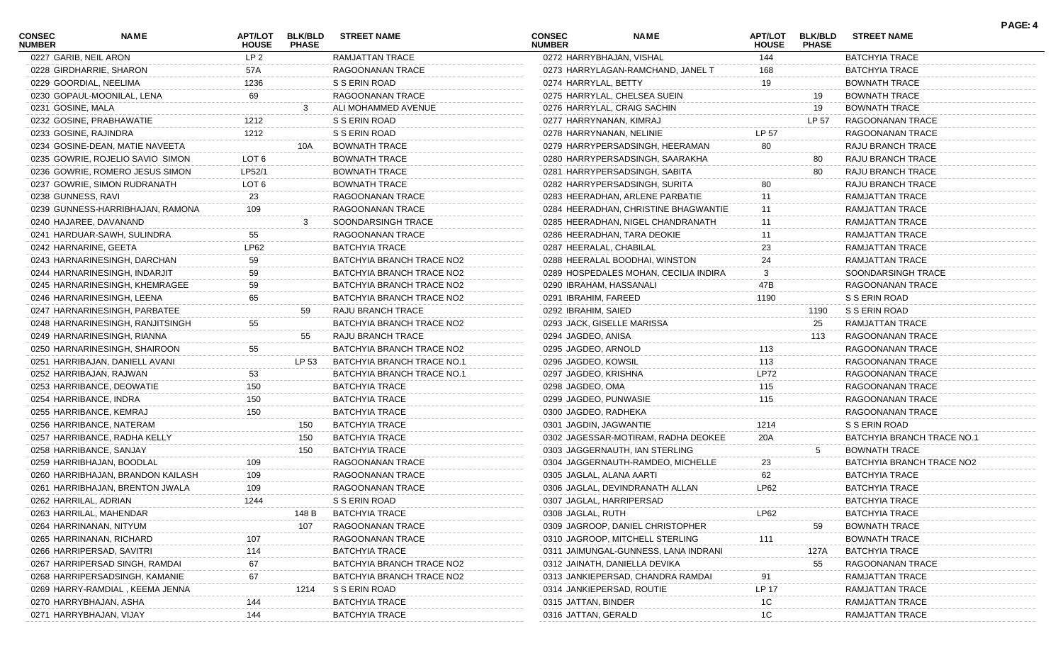| CONSEC NUMBER | NAME | APT/LOT HOUSE | BLK/BLD PHASE | STREET NAME |
|---|---|---|---|---|
| 0227 | GARIB, NEIL ARON | LP 2 | | RAMJATTAN TRACE |
| 0228 | GIRDHARRIE, SHARON | 57A | | RAGOONANAN TRACE |
| 0229 | GOORDIAL, NEELIMA | 1236 | | S S ERIN ROAD |
| 0230 | GOPAUL-MOONILAL, LENA | 69 | | RAGOONANAN TRACE |
| 0231 | GOSINE, MALA | | 3 | ALI MOHAMMED AVENUE |
| 0232 | GOSINE, PRABHAWATIE | 1212 | | S S ERIN ROAD |
| 0233 | GOSINE, RAJINDRA | 1212 | | S S ERIN ROAD |
| 0234 | GOSINE-DEAN, MATIE NAVEETA | | 10A | BOWNATH TRACE |
| 0235 | GOWRIE, ROJELIO SAVIO SIMON | LOT 6 | | BOWNATH TRACE |
| 0236 | GOWRIE, ROMERO JESUS SIMON | LP52/1 | | BOWNATH TRACE |
| 0237 | GOWRIE, SIMON RUDRANATH | LOT 6 | | BOWNATH TRACE |
| 0238 | GUNNESS, RAVI | 23 | | RAGOONANAN TRACE |
| 0239 | GUNNESS-HARRIBHAJAN, RAMONA | 109 | | RAGOONANAN TRACE |
| 0240 | HAJAREE, DAVANAND | | 3 | SOONDARSINGH TRACE |
| 0241 | HARDUAR-SAWH, SULINDRA | 55 | | RAGOONANAN TRACE |
| 0242 | HARNARINE, GEETA | LP62 | | BATCHYIA TRACE |
| 0243 | HARNARINESINGH, DARCHAN | 59 | | BATCHYIA BRANCH TRACE NO2 |
| 0244 | HARNARINESINGH, INDARJIT | 59 | | BATCHYIA BRANCH TRACE NO2 |
| 0245 | HARNARINESINGH, KHEMRAGEE | 59 | | BATCHYIA BRANCH TRACE NO2 |
| 0246 | HARNARINESINGH, LEENA | 65 | | BATCHYIA BRANCH TRACE NO2 |
| 0247 | HARNARINESINGH, PARBATEE | | 59 | RAJU BRANCH TRACE |
| 0248 | HARNARINESINGH, RANJITSINGH | 55 | | BATCHYIA BRANCH TRACE NO2 |
| 0249 | HARNARINESINGH, RIANNA | | 55 | RAJU BRANCH TRACE |
| 0250 | HARNARINESINGH, SHAIROON | 55 | | BATCHYIA BRANCH TRACE NO2 |
| 0251 | HARRIBAJAN, DANIELL AVANI | | LP 53 | BATCHYIA BRANCH TRACE NO.1 |
| 0252 | HARRIBAJAN, RAJWAN | 53 | | BATCHYIA BRANCH TRACE NO.1 |
| 0253 | HARRIBANCE, DEOWATIE | 150 | | BATCHYIA TRACE |
| 0254 | HARRIBANCE, INDRA | 150 | | BATCHYIA TRACE |
| 0255 | HARRIBANCE, KEMRAJ | 150 | | BATCHYIA TRACE |
| 0256 | HARRIBANCE, NATERAM | | 150 | BATCHYIA TRACE |
| 0257 | HARRIBANCE, RADHA KELLY | | 150 | BATCHYIA TRACE |
| 0258 | HARRIBANCE, SANJAY | | 150 | BATCHYIA TRACE |
| 0259 | HARRIBHAJAN, BOODLAL | 109 | | RAGOONANAN TRACE |
| 0260 | HARRIBHAJAN, BRANDON KAILASH | 109 | | RAGOONANAN TRACE |
| 0261 | HARRIBHAJAN, BRENTON JWALA | 109 | | RAGOONANAN TRACE |
| 0262 | HARRILAL, ADRIAN | 1244 | | S S ERIN ROAD |
| 0263 | HARRILAL, MAHENDAR | | 148 B | BATCHYIA TRACE |
| 0264 | HARRINANAN, NITYUM | | 107 | RAGOONANAN TRACE |
| 0265 | HARRINANAN, RICHARD | 107 | | RAGOONANAN TRACE |
| 0266 | HARRIPERSAD, SAVITRI | 114 | | BATCHYIA TRACE |
| 0267 | HARRIPERSAD SINGH, RAMDAI | 67 | | BATCHYIA BRANCH TRACE NO2 |
| 0268 | HARRIPERSADSINGH, KAMANIE | 67 | | BATCHYIA BRANCH TRACE NO2 |
| 0269 | HARRY-RAMDIAL , KEEMA JENNA | | 1214 | S S ERIN ROAD |
| 0270 | HARRYBHAJAN, ASHA | 144 | | BATCHYIA TRACE |
| 0271 | HARRYBHAJAN, VIJAY | 144 | | BATCHYIA TRACE |
| 0272 | HARRYBHAJAN, VISHAL | 144 | | BATCHYIA TRACE |
| 0273 | HARRYLAGAN-RAMCHAND, JANEL T | 168 | | BATCHYIA TRACE |
| 0274 | HARRYLAL, BETTY | 19 | | BOWNATH TRACE |
| 0275 | HARRYLAL, CHELSEA SUEIN | | 19 | BOWNATH TRACE |
| 0276 | HARRYLAL, CRAIG SACHIN | | 19 | BOWNATH TRACE |
| 0277 | HARRYNANAN, KIMRAJ | | LP 57 | RAGOONANAN TRACE |
| 0278 | HARRYNANAN, NELINIE | LP 57 | | RAGOONANAN TRACE |
| 0279 | HARRYPERSADSINGH, HEERAMAN | 80 | | RAJU BRANCH TRACE |
| 0280 | HARRYPERSADSINGH, SAARAKHA | | 80 | RAJU BRANCH TRACE |
| 0281 | HARRYPERSADSINGH, SABITA | | 80 | RAJU BRANCH TRACE |
| 0282 | HARRYPERSADSINGH, SURITA | 80 | | RAJU BRANCH TRACE |
| 0283 | HEERADHAN, ARLENE PARBATIE | 11 | | RAMJATTAN TRACE |
| 0284 | HEERADHAN, CHRISTINE BHAGWANTIE | 11 | | RAMJATTAN TRACE |
| 0285 | HEERADHAN, NIGEL CHANDRANATH | 11 | | RAMJATTAN TRACE |
| 0286 | HEERADHAN, TARA DEOKIE | 11 | | RAMJATTAN TRACE |
| 0287 | HEERALAL, CHABILAL | 23 | | RAMJATTAN TRACE |
| 0288 | HEERALAL BOODHAI, WINSTON | 24 | | RAMJATTAN TRACE |
| 0289 | HOSPEDALES MOHAN, CECILIA INDIRA | 3 | | SOONDARSINGH TRACE |
| 0290 | IBRAHAM, HASSANALI | 47B | | RAGOONANAN TRACE |
| 0291 | IBRAHIM, FAREED | 1190 | | S S ERIN ROAD |
| 0292 | IBRAHIM, SAIED | | 1190 | S S ERIN ROAD |
| 0293 | JACK, GISELLE MARISSA | | 25 | RAMJATTAN TRACE |
| 0294 | JAGDEO, ANISA | | 113 | RAGOONANAN TRACE |
| 0295 | JAGDEO, ARNOLD | 113 | | RAGOONANAN TRACE |
| 0296 | JAGDEO, KOWSIL | 113 | | RAGOONANAN TRACE |
| 0297 | JAGDEO, KRISHNA | LP72 | | RAGOONANAN TRACE |
| 0298 | JAGDEO, OMA | 115 | | RAGOONANAN TRACE |
| 0299 | JAGDEO, PUNWASIE | 115 | | RAGOONANAN TRACE |
| 0300 | JAGDEO, RADHEKA | | | RAGOONANAN TRACE |
| 0301 | JAGDIN, JAGWANTIE | 1214 | | S S ERIN ROAD |
| 0302 | JAGESSAR-MOTIRAM, RADHA DEOKEE | 20A | | BATCHYIA BRANCH TRACE NO.1 |
| 0303 | JAGGERNAUTH, IAN STERLING | | 5 | BOWNATH TRACE |
| 0304 | JAGGERNAUTH-RAMDEO, MICHELLE | 23 | | BATCHYIA BRANCH TRACE NO2 |
| 0305 | JAGLAL, ALANA AARTI | 62 | | BATCHYIA TRACE |
| 0306 | JAGLAL, DEVINDRANATH ALLAN | LP62 | | BATCHYIA TRACE |
| 0307 | JAGLAL, HARRIPERSAD | | | BATCHYIA TRACE |
| 0308 | JAGLAL, RUTH | LP62 | | BATCHYIA TRACE |
| 0309 | JAGROOP, DANIEL CHRISTOPHER | | 59 | BOWNATH TRACE |
| 0310 | JAGROOP, MITCHELL STERLING | 111 | | BOWNATH TRACE |
| 0311 | JAIMUNGAL-GUNNESS, LANA INDRANI | | 127A | BATCHYIA TRACE |
| 0312 | JAINATH, DANIELLA DEVIKA | | 55 | RAGOONANAN TRACE |
| 0313 | JANKIEPERSAD, CHANDRA RAMDAI | 91 | | RAMJATTAN TRACE |
| 0314 | JANKIEPERSAD, ROUTIE | LP 17 | | RAMJATTAN TRACE |
| 0315 | JATTAN, BINDER | 1C | | RAMJATTAN TRACE |
| 0316 | JATTAN, GERALD | 1C | | RAMJATTAN TRACE |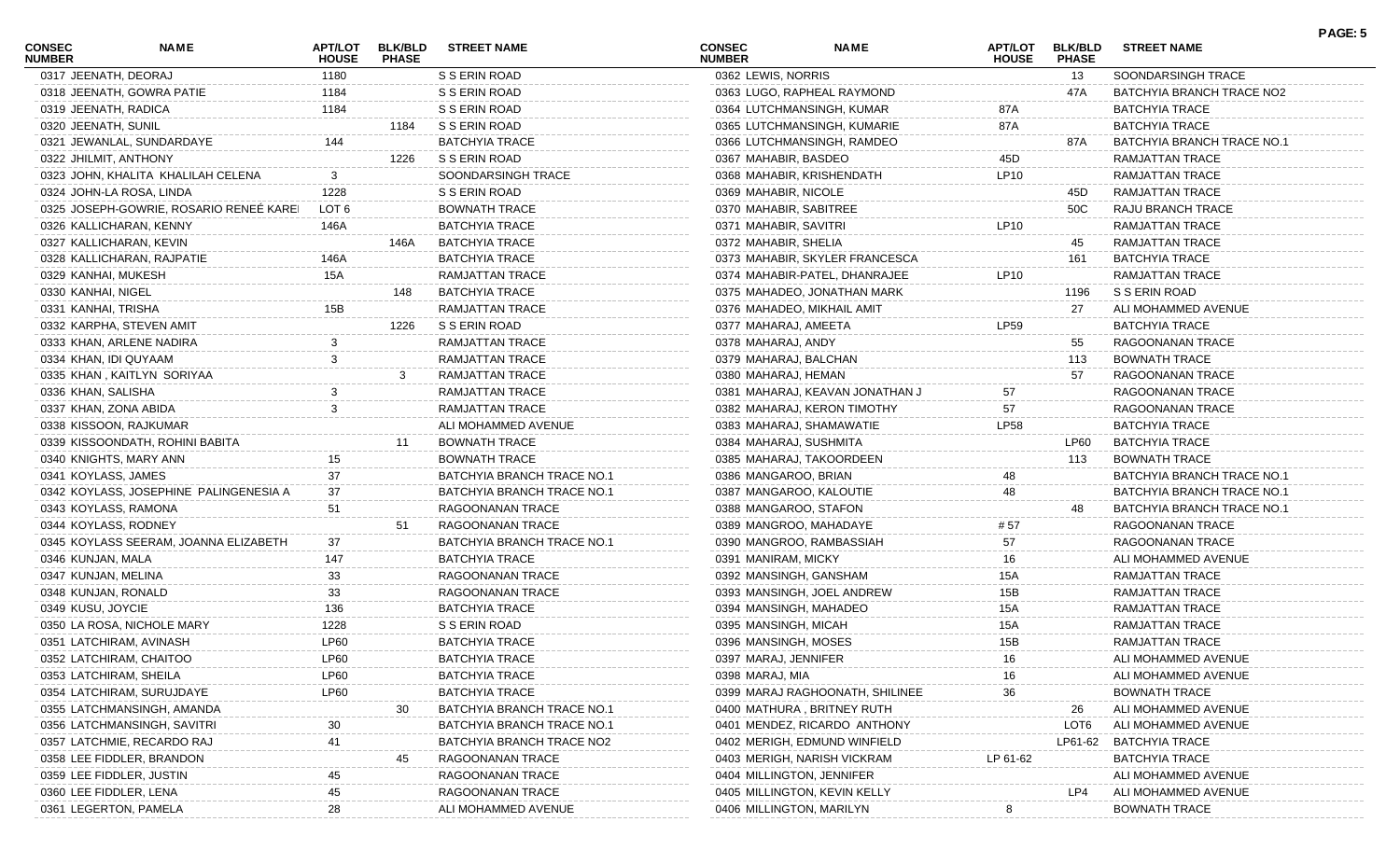| CONSEC NUMBER | NAME | APT/LOT HOUSE | BLK/BLD PHASE | STREET NAME |
|---|---|---|---|---|
| 0317 | JEENATH, DEORAJ | 1180 | | S S ERIN ROAD |
| 0318 | JEENATH, GOWRA PATIE | 1184 | | S S ERIN ROAD |
| 0319 | JEENATH, RADICA | 1184 | | S S ERIN ROAD |
| 0320 | JEENATH, SUNIL | | 1184 | S S ERIN ROAD |
| 0321 | JEWANLAL, SUNDARDAYE | 144 | | BATCHYIA TRACE |
| 0322 | JHILMIT, ANTHONY | | 1226 | S S ERIN ROAD |
| 0323 | JOHN, KHALITA KHALILAH CELENA | 3 | | SOONDARSINGH TRACE |
| 0324 | JOHN-LA ROSA, LINDA | 1228 | | S S ERIN ROAD |
| 0325 | JOSEPH-GOWRIE, ROSARIO RENEÉ KAREI | LOT 6 | | BOWNATH TRACE |
| 0326 | KALLICHARAN, KENNY | 146A | | BATCHYIA TRACE |
| 0327 | KALLICHARAN, KEVIN | | 146A | BATCHYIA TRACE |
| 0328 | KALLICHARAN, RAJPATIE | 146A | | BATCHYIA TRACE |
| 0329 | KANHAI, MUKESH | 15A | | RAMJATTAN TRACE |
| 0330 | KANHAI, NIGEL | | 148 | BATCHYIA TRACE |
| 0331 | KANHAI, TRISHA | 15B | | RAMJATTAN TRACE |
| 0332 | KARPHA, STEVEN AMIT | | 1226 | S S ERIN ROAD |
| 0333 | KHAN, ARLENE NADIRA | 3 | | RAMJATTAN TRACE |
| 0334 | KHAN, IDI QUYAAM | 3 | | RAMJATTAN TRACE |
| 0335 | KHAN , KAITLYN SORIYAA | | 3 | RAMJATTAN TRACE |
| 0336 | KHAN, SALISHA | 3 | | RAMJATTAN TRACE |
| 0337 | KHAN, ZONA ABIDA | 3 | | RAMJATTAN TRACE |
| 0338 | KISSOON, RAJKUMAR | | | ALI MOHAMMED AVENUE |
| 0339 | KISSOONDATH, ROHINI BABITA | | 11 | BOWNATH TRACE |
| 0340 | KNIGHTS, MARY ANN | 15 | | BOWNATH TRACE |
| 0341 | KOYLASS, JAMES | 37 | | BATCHYIA BRANCH TRACE NO.1 |
| 0342 | KOYLASS, JOSEPHINE PALINGENESIA A | 37 | | BATCHYIA BRANCH TRACE NO.1 |
| 0343 | KOYLASS, RAMONA | 51 | | RAGOONANAN TRACE |
| 0344 | KOYLASS, RODNEY | | 51 | RAGOONANAN TRACE |
| 0345 | KOYLASS SEERAM, JOANNA ELIZABETH | 37 | | BATCHYIA BRANCH TRACE NO.1 |
| 0346 | KUNJAN, MALA | 147 | | BATCHYIA TRACE |
| 0347 | KUNJAN, MELINA | 33 | | RAGOONANAN TRACE |
| 0348 | KUNJAN, RONALD | 33 | | RAGOONANAN TRACE |
| 0349 | KUSU, JOYCIE | 136 | | BATCHYIA TRACE |
| 0350 | LA ROSA, NICHOLE MARY | 1228 | | S S ERIN ROAD |
| 0351 | LATCHIRAM, AVINASH | LP60 | | BATCHYIA TRACE |
| 0352 | LATCHIRAM, CHAITOO | LP60 | | BATCHYIA TRACE |
| 0353 | LATCHIRAM, SHEILA | LP60 | | BATCHYIA TRACE |
| 0354 | LATCHIRAM, SURUJDAYE | LP60 | | BATCHYIA TRACE |
| 0355 | LATCHMANSINGH, AMANDA | | 30 | BATCHYIA BRANCH TRACE NO.1 |
| 0356 | LATCHMANSINGH, SAVITRI | 30 | | BATCHYIA BRANCH TRACE NO.1 |
| 0357 | LATCHMIE, RECARDO RAJ | 41 | | BATCHYIA BRANCH TRACE NO2 |
| 0358 | LEE FIDDLER, BRANDON | | 45 | RAGOONANAN TRACE |
| 0359 | LEE FIDDLER, JUSTIN | 45 | | RAGOONANAN TRACE |
| 0360 | LEE FIDDLER, LENA | 45 | | RAGOONANAN TRACE |
| 0361 | LEGERTON, PAMELA | 28 | | ALI MOHAMMED AVENUE |
| 0362 | LEWIS, NORRIS | | 13 | SOONDARSINGH TRACE |
| 0363 | LUGO, RAPHEAL RAYMOND | | 47A | BATCHYIA BRANCH TRACE NO2 |
| 0364 | LUTCHMANSINGH, KUMAR | 87A | | BATCHYIA TRACE |
| 0365 | LUTCHMANSINGH, KUMARIE | 87A | | BATCHYIA TRACE |
| 0366 | LUTCHMANSINGH, RAMDEO | | 87A | BATCHYIA BRANCH TRACE NO.1 |
| 0367 | MAHABIR, BASDEO | 45D | | RAMJATTAN TRACE |
| 0368 | MAHABIR, KRISHENDATH | LP10 | | RAMJATTAN TRACE |
| 0369 | MAHABIR, NICOLE | | 45D | RAMJATTAN TRACE |
| 0370 | MAHABIR, SABITREE | | 50C | RAJU BRANCH TRACE |
| 0371 | MAHABIR, SAVITRI | LP10 | | RAMJATTAN TRACE |
| 0372 | MAHABIR, SHELIA | | 45 | RAMJATTAN TRACE |
| 0373 | MAHABIR, SKYLER FRANCESCA | | 161 | BATCHYIA TRACE |
| 0374 | MAHABIR-PATEL, DHANRAJEE | LP10 | | RAMJATTAN TRACE |
| 0375 | MAHADEO, JONATHAN MARK | | 1196 | S S ERIN ROAD |
| 0376 | MAHADEO, MIKHAIL AMIT | | 27 | ALI MOHAMMED AVENUE |
| 0377 | MAHARAJ, AMEETA | LP59 | | BATCHYIA TRACE |
| 0378 | MAHARAJ, ANDY | | 55 | RAGOONANAN TRACE |
| 0379 | MAHARAJ, BALCHAN | | 113 | BOWNATH TRACE |
| 0380 | MAHARAJ, HEMAN | | 57 | RAGOONANAN TRACE |
| 0381 | MAHARAJ, KEAVAN JONATHAN J | 57 | | RAGOONANAN TRACE |
| 0382 | MAHARAJ, KERON TIMOTHY | 57 | | RAGOONANAN TRACE |
| 0383 | MAHARAJ, SHAMAWATIE | LP58 | | BATCHYIA TRACE |
| 0384 | MAHARAJ, SUSHMITA | | LP60 | BATCHYIA TRACE |
| 0385 | MAHARAJ, TAKOORDEEN | | 113 | BOWNATH TRACE |
| 0386 | MANGAROO, BRIAN | 48 | | BATCHYIA BRANCH TRACE NO.1 |
| 0387 | MANGAROO, KALOUTIE | 48 | | BATCHYIA BRANCH TRACE NO.1 |
| 0388 | MANGAROO, STAFON | | 48 | BATCHYIA BRANCH TRACE NO.1 |
| 0389 | MANGROO, MAHADAYE | # 57 | | RAGOONANAN TRACE |
| 0390 | MANGROO, RAMBASSIAH | 57 | | RAGOONANAN TRACE |
| 0391 | MANIRAM, MICKY | 16 | | ALI MOHAMMED AVENUE |
| 0392 | MANSINGH, GANSHAM | 15A | | RAMJATTAN TRACE |
| 0393 | MANSINGH, JOEL ANDREW | 15B | | RAMJATTAN TRACE |
| 0394 | MANSINGH, MAHADEO | 15A | | RAMJATTAN TRACE |
| 0395 | MANSINGH, MICAH | 15A | | RAMJATTAN TRACE |
| 0396 | MANSINGH, MOSES | 15B | | RAMJATTAN TRACE |
| 0397 | MARAJ, JENNIFER | 16 | | ALI MOHAMMED AVENUE |
| 0398 | MARAJ, MIA | 16 | | ALI MOHAMMED AVENUE |
| 0399 | MARAJ RAGHOONATH, SHILINEE | 36 | | BOWNATH TRACE |
| 0400 | MATHURA , BRITNEY RUTH | | 26 | ALI MOHAMMED AVENUE |
| 0401 | MENDEZ, RICARDO ANTHONY | | LOT6 | ALI MOHAMMED AVENUE |
| 0402 | MERIGH, EDMUND WINFIELD | | LP61-62 | BATCHYIA TRACE |
| 0403 | MERIGH, NARISH VICKRAM | LP 61-62 | | BATCHYIA TRACE |
| 0404 | MILLINGTON, JENNIFER | | | ALI MOHAMMED AVENUE |
| 0405 | MILLINGTON, KEVIN KELLY | | LP4 | ALI MOHAMMED AVENUE |
| 0406 | MILLINGTON, MARILYN | 8 | | BOWNATH TRACE |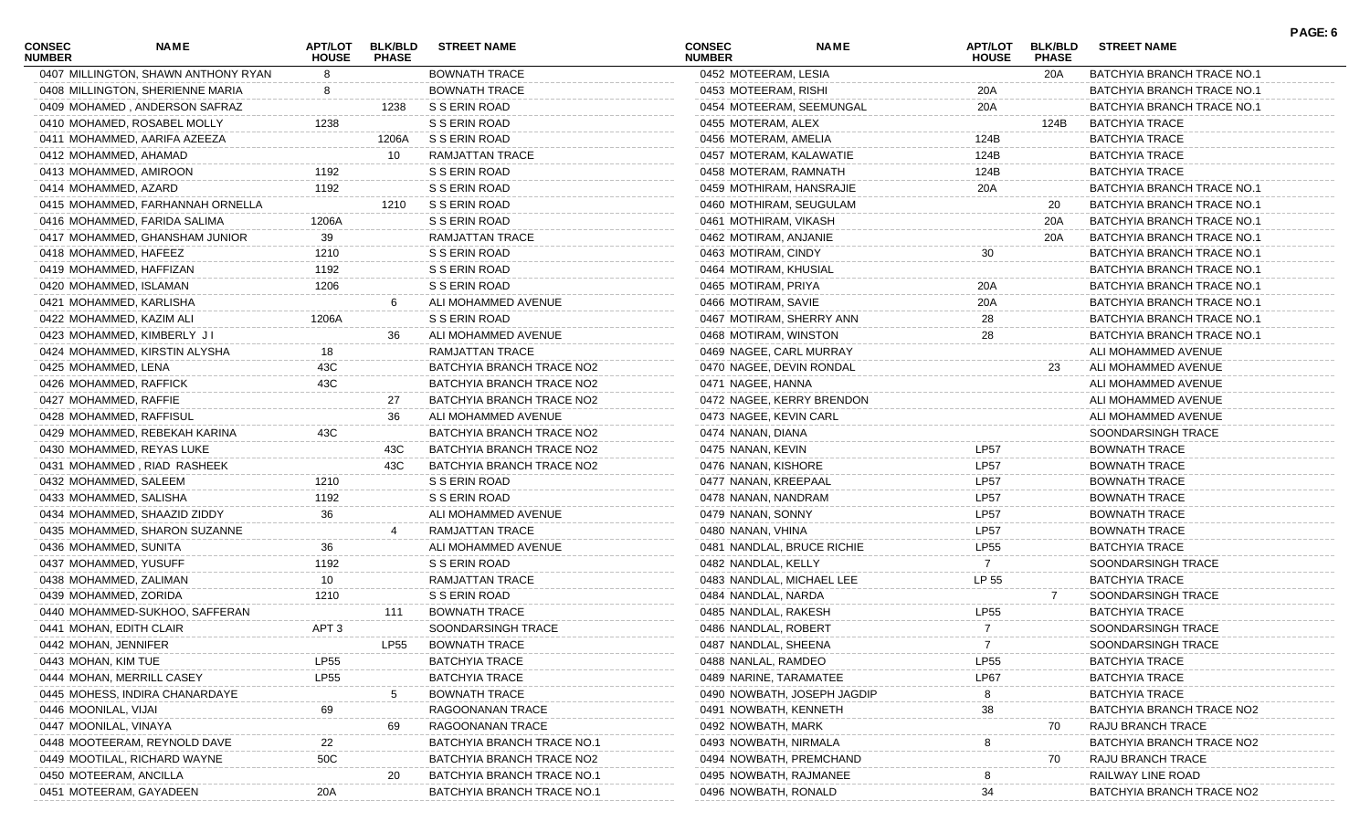| CONSEC NUMBER | NAME | APT/LOT HOUSE | BLK/BLD PHASE | STREET NAME |
|---|---|---|---|---|
| 0407 | MILLINGTON, SHAWN ANTHONY RYAN | 8 | | BOWNATH TRACE |
| 0408 | MILLINGTON, SHERIENNE MARIA | 8 | | BOWNATH TRACE |
| 0409 | MOHAMED , ANDERSON SAFRAZ | | 1238 | S S ERIN ROAD |
| 0410 | MOHAMED, ROSABEL MOLLY | 1238 | | S S ERIN ROAD |
| 0411 | MOHAMMED, AARIFA AZEEZA | | 1206A | S S ERIN ROAD |
| 0412 | MOHAMMED, AHAMAD | | 10 | RAMJATTAN TRACE |
| 0413 | MOHAMMED, AMIROON | 1192 | | S S ERIN ROAD |
| 0414 | MOHAMMED, AZARD | 1192 | | S S ERIN ROAD |
| 0415 | MOHAMMED, FARHANNAH ORNELLA | | 1210 | S S ERIN ROAD |
| 0416 | MOHAMMED, FARIDA SALIMA | 1206A | | S S ERIN ROAD |
| 0417 | MOHAMMED, GHANSHAM JUNIOR | 39 | | RAMJATTAN TRACE |
| 0418 | MOHAMMED, HAFEEZ | 1210 | | S S ERIN ROAD |
| 0419 | MOHAMMED, HAFFIZAN | 1192 | | S S ERIN ROAD |
| 0420 | MOHAMMED, ISLAMAN | 1206 | | S S ERIN ROAD |
| 0421 | MOHAMMED, KARLISHA | | 6 | ALI MOHAMMED AVENUE |
| 0422 | MOHAMMED, KAZIM ALI | 1206A | | S S ERIN ROAD |
| 0423 | MOHAMMED, KIMBERLY J I | | 36 | ALI MOHAMMED AVENUE |
| 0424 | MOHAMMED, KIRSTIN ALYSHA | 18 | | RAMJATTAN TRACE |
| 0425 | MOHAMMED, LENA | 43C | | BATCHYIA BRANCH TRACE NO2 |
| 0426 | MOHAMMED, RAFFICK | 43C | | BATCHYIA BRANCH TRACE NO2 |
| 0427 | MOHAMMED, RAFFIE | | 27 | BATCHYIA BRANCH TRACE NO2 |
| 0428 | MOHAMMED, RAFFISUL | | 36 | ALI MOHAMMED AVENUE |
| 0429 | MOHAMMED, REBEKAH KARINA | 43C | | BATCHYIA BRANCH TRACE NO2 |
| 0430 | MOHAMMED, REYAS LUKE | | 43C | BATCHYIA BRANCH TRACE NO2 |
| 0431 | MOHAMMED , RIAD RASHEEK | | 43C | BATCHYIA BRANCH TRACE NO2 |
| 0432 | MOHAMMED, SALEEM | 1210 | | S S ERIN ROAD |
| 0433 | MOHAMMED, SALISHA | 1192 | | S S ERIN ROAD |
| 0434 | MOHAMMED, SHAAZID ZIDDY | 36 | | ALI MOHAMMED AVENUE |
| 0435 | MOHAMMED, SHARON SUZANNE | | 4 | RAMJATTAN TRACE |
| 0436 | MOHAMMED, SUNITA | 36 | | ALI MOHAMMED AVENUE |
| 0437 | MOHAMMED, YUSUFF | 1192 | | S S ERIN ROAD |
| 0438 | MOHAMMED, ZALIMAN | 10 | | RAMJATTAN TRACE |
| 0439 | MOHAMMED, ZORIDA | 1210 | | S S ERIN ROAD |
| 0440 | MOHAMMED-SUKHOO, SAFFERAN | | 111 | BOWNATH TRACE |
| 0441 | MOHAN, EDITH CLAIR | APT 3 | | SOONDARSINGH TRACE |
| 0442 | MOHAN, JENNIFER | | LP55 | BOWNATH TRACE |
| 0443 | MOHAN, KIM TUE | LP55 | | BATCHYIA TRACE |
| 0444 | MOHAN, MERRILL CASEY | LP55 | | BATCHYIA TRACE |
| 0445 | MOHESS, INDIRA CHANARDAYE | | 5 | BOWNATH TRACE |
| 0446 | MOONILAL, VIJAI | 69 | | RAGOONANAN TRACE |
| 0447 | MOONILAL, VINAYA | | 69 | RAGOONANAN TRACE |
| 0448 | MOOTEERAM, REYNOLD DAVE | 22 | | BATCHYIA BRANCH TRACE NO.1 |
| 0449 | MOOTILAL, RICHARD WAYNE | 50C | | BATCHYIA BRANCH TRACE NO2 |
| 0450 | MOTEERAM, ANCILLA | | 20 | BATCHYIA BRANCH TRACE NO.1 |
| 0451 | MOTEERAM, GAYADEEN | 20A | | BATCHYIA BRANCH TRACE NO.1 |
| 0452 | MOTEERAM, LESIA | | 20A | BATCHYIA BRANCH TRACE NO.1 |
| 0453 | MOTEERAM, RISHI | 20A | | BATCHYIA BRANCH TRACE NO.1 |
| 0454 | MOTEERAM, SEEMUNGAL | 20A | | BATCHYIA BRANCH TRACE NO.1 |
| 0455 | MOTERAM, ALEX | | 124B | BATCHYIA TRACE |
| 0456 | MOTERAM, AMELIA | 124B | | BATCHYIA TRACE |
| 0457 | MOTERAM, KALAWATIE | 124B | | BATCHYIA TRACE |
| 0458 | MOTERAM, RAMNATH | 124B | | BATCHYIA TRACE |
| 0459 | MOTHIRAM, HANSRAJIE | 20A | | BATCHYIA BRANCH TRACE NO.1 |
| 0460 | MOTHIRAM, SEUGULAM | | 20 | BATCHYIA BRANCH TRACE NO.1 |
| 0461 | MOTHIRAM, VIKASH | | 20A | BATCHYIA BRANCH TRACE NO.1 |
| 0462 | MOTIRAM, ANJANIE | | 20A | BATCHYIA BRANCH TRACE NO.1 |
| 0463 | MOTIRAM, CINDY | 30 | | BATCHYIA BRANCH TRACE NO.1 |
| 0464 | MOTIRAM, KHUSIAL | | | BATCHYIA BRANCH TRACE NO.1 |
| 0465 | MOTIRAM, PRIYA | 20A | | BATCHYIA BRANCH TRACE NO.1 |
| 0466 | MOTIRAM, SAVIE | 20A | | BATCHYIA BRANCH TRACE NO.1 |
| 0467 | MOTIRAM, SHERRY ANN | 28 | | BATCHYIA BRANCH TRACE NO.1 |
| 0468 | MOTIRAM, WINSTON | 28 | | BATCHYIA BRANCH TRACE NO.1 |
| 0469 | NAGEE, CARL MURRAY | | | ALI MOHAMMED AVENUE |
| 0470 | NAGEE, DEVIN RONDAL | | 23 | ALI MOHAMMED AVENUE |
| 0471 | NAGEE, HANNA | | | ALI MOHAMMED AVENUE |
| 0472 | NAGEE, KERRY BRENDON | | | ALI MOHAMMED AVENUE |
| 0473 | NAGEE, KEVIN CARL | | | ALI MOHAMMED AVENUE |
| 0474 | NANAN, DIANA | | | SOONDARSINGH TRACE |
| 0475 | NANAN, KEVIN | LP57 | | BOWNATH TRACE |
| 0476 | NANAN, KISHORE | LP57 | | BOWNATH TRACE |
| 0477 | NANAN, KREEPAAL | LP57 | | BOWNATH TRACE |
| 0478 | NANAN, NANDRAM | LP57 | | BOWNATH TRACE |
| 0479 | NANAN, SONNY | LP57 | | BOWNATH TRACE |
| 0480 | NANAN, VHINA | LP57 | | BOWNATH TRACE |
| 0481 | NANDLAL, BRUCE RICHIE | LP55 | | BATCHYIA TRACE |
| 0482 | NANDLAL, KELLY | 7 | | SOONDARSINGH TRACE |
| 0483 | NANDLAL, MICHAEL LEE | LP 55 | | BATCHYIA TRACE |
| 0484 | NANDLAL, NARDA | | 7 | SOONDARSINGH TRACE |
| 0485 | NANDLAL, RAKESH | LP55 | | BATCHYIA TRACE |
| 0486 | NANDLAL, ROBERT | 7 | | SOONDARSINGH TRACE |
| 0487 | NANDLAL, SHEENA | 7 | | SOONDARSINGH TRACE |
| 0488 | NANLAL, RAMDEO | LP55 | | BATCHYIA TRACE |
| 0489 | NARINE, TARAMATEE | LP67 | | BATCHYIA TRACE |
| 0490 | NOWBATH, JOSEPH JAGDIP | 8 | | BATCHYIA TRACE |
| 0491 | NOWBATH, KENNETH | 38 | | BATCHYIA BRANCH TRACE NO2 |
| 0492 | NOWBATH, MARK | | 70 | RAJU BRANCH TRACE |
| 0493 | NOWBATH, NIRMALA | 8 | | BATCHYIA BRANCH TRACE NO2 |
| 0494 | NOWBATH, PREMCHAND | | 70 | RAJU BRANCH TRACE |
| 0495 | NOWBATH, RAJMANEE | 8 | | RAILWAY LINE ROAD |
| 0496 | NOWBATH, RONALD | 34 | | BATCHYIA BRANCH TRACE NO2 |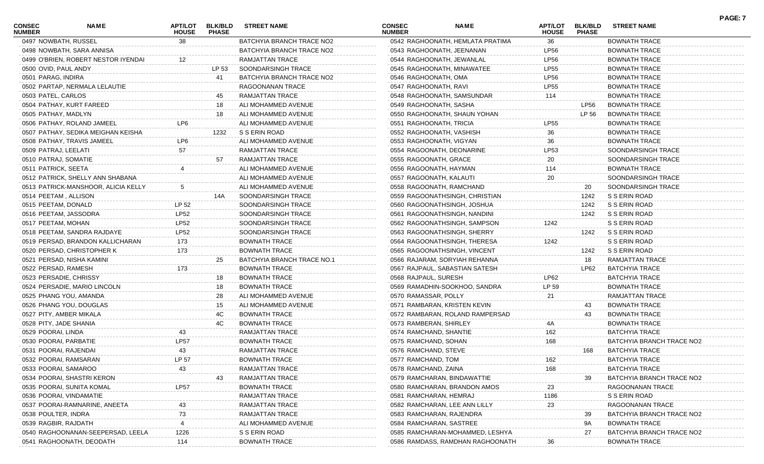| CONSEC NUMBER | NAME | APT/LOT HOUSE | BLK/BLD PHASE | STREET NAME |
|---|---|---|---|---|
| 0497 | NOWBATH, RUSSEL | 38 | | BATCHYIA BRANCH TRACE NO2 |
| 0498 | NOWBATH, SARA ANNISA | | | BATCHYIA BRANCH TRACE NO2 |
| 0499 | O'BRIEN, ROBERT NESTOR IYENDAI | 12 | | RAMJATTAN TRACE |
| 0500 | OVID, PAUL ANDY | | LP 53 | SOONDARSINGH TRACE |
| 0501 | PARAG, INDIRA | | 41 | BATCHYIA BRANCH TRACE NO2 |
| 0502 | PARTAP, NERMALA LELAUTIE | | | RAGOONANAN TRACE |
| 0503 | PATEL, CARLOS | | 45 | RAMJATTAN TRACE |
| 0504 | PATHAY, KURT FAREED | | 18 | ALI MOHAMMED AVENUE |
| 0505 | PATHAY, MADLYN | | 18 | ALI MOHAMMED AVENUE |
| 0506 | PATHAY, ROLAND JAMEEL | LP6 | | ALI MOHAMMED AVENUE |
| 0507 | PATHAY, SEDIKA MEIGHAN KEISHA | | 1232 | S S ERIN ROAD |
| 0508 | PATHAY, TRAVIS JAMEEL | LP6 | | ALI MOHAMMED AVENUE |
| 0509 | PATRAJ, LEELATI | 57 | | RAMJATTAN TRACE |
| 0510 | PATRAJ, SOMATIE | | 57 | RAMJATTAN TRACE |
| 0511 | PATRICK, SEETA | 4 | | ALI MOHAMMED AVENUE |
| 0512 | PATRICK, SHELLY ANN SHABANA | | | ALI MOHAMMED AVENUE |
| 0513 | PATRICK-MANSHOOR, ALICIA KELLY | 5 | | ALI MOHAMMED AVENUE |
| 0514 | PEETAM , ALLISON | | 14A | SOONDARSINGH TRACE |
| 0515 | PEETAM, DONALD | LP 52 | | SOONDARSINGH TRACE |
| 0516 | PEETAM, JASSODRA | LP52 | | SOONDARSINGH TRACE |
| 0517 | PEETAM, MOHAN | LP52 | | SOONDARSINGH TRACE |
| 0518 | PEETAM, SANDRA RAJDAYE | LP52 | | SOONDARSINGH TRACE |
| 0519 | PERSAD, BRANDON KALLICHARAN | 173 | | BOWNATH TRACE |
| 0520 | PERSAD, CHRISTOPHER K | 173 | | BOWNATH TRACE |
| 0521 | PERSAD, NISHA KAMINI | | 25 | BATCHYIA BRANCH TRACE NO.1 |
| 0522 | PERSAD, RAMESH | 173 | | BOWNATH TRACE |
| 0523 | PERSADIE, CHRISSY | | 18 | BOWNATH TRACE |
| 0524 | PERSADIE, MARIO LINCOLN | | 18 | BOWNATH TRACE |
| 0525 | PHANG YOU, AMANDA | | 28 | ALI MOHAMMED AVENUE |
| 0526 | PHANG YOU, DOUGLAS | | 15 | ALI MOHAMMED AVENUE |
| 0527 | PITY, AMBER MIKALA | | 4C | BOWNATH TRACE |
| 0528 | PITY, JADE SHANIA | | 4C | BOWNATH TRACE |
| 0529 | POORAI, LINDA | 43 | | RAMJATTAN TRACE |
| 0530 | POORAI, PARBATIE | LP57 | | BOWNATH TRACE |
| 0531 | POORAI, RAJENDAI | 43 | | RAMJATTAN TRACE |
| 0532 | POORAI, RAMSARAN | LP 57 | | BOWNATH TRACE |
| 0533 | POORAI, SAMAROO | 43 | | RAMJATTAN TRACE |
| 0534 | POORAI, SHASTRI KERON | | 43 | RAMJATTAN TRACE |
| 0535 | POORAI, SUNITA KOMAL | LP57 | | BOWNATH TRACE |
| 0536 | POORAI, VINDAMATIE | | | RAMJATTAN TRACE |
| 0537 | POORAI-RAMNARINE, ANEETA | 43 | | RAMJATTAN TRACE |
| 0538 | POULTER, INDRA | 73 | | RAMJATTAN TRACE |
| 0539 | RAGBIR, RAJDATH | 4 | | ALI MOHAMMED AVENUE |
| 0540 | RAGHOONANAN-SEEPERSAD, LEELA | 1226 | | S S ERIN ROAD |
| 0541 | RAGHOONATH, DEODATH | 114 | | BOWNATH TRACE |
| 0542 | RAGHOONATH, HEMLATA PRATIMA | 36 | | BOWNATH TRACE |
| 0543 | RAGHOONATH, JEENANAN | LP56 | | BOWNATH TRACE |
| 0544 | RAGHOONATH, JEWANLAL | LP56 | | BOWNATH TRACE |
| 0545 | RAGHOONATH, MINAWATEE | LP55 | | BOWNATH TRACE |
| 0546 | RAGHOONATH, OMA | LP56 | | BOWNATH TRACE |
| 0547 | RAGHOONATH, RAVI | LP55 | | BOWNATH TRACE |
| 0548 | RAGHOONATH, SAMSUNDAR | 114 | | BOWNATH TRACE |
| 0549 | RAGHOONATH, SASHA | | LP56 | BOWNATH TRACE |
| 0550 | RAGHOONATH, SHAUN YOHAN | | LP 56 | BOWNATH TRACE |
| 0551 | RAGHOONATH, TRICIA | LP55 | | BOWNATH TRACE |
| 0552 | RAGHOONATH, VASHISH | 36 | | BOWNATH TRACE |
| 0553 | RAGHOONATH, VIGYAN | 36 | | BOWNATH TRACE |
| 0554 | RAGOONATH, DEONARINE | LP53 | | SOONDARSINGH TRACE |
| 0555 | RAGOONATH, GRACE | 20 | | SOONDARSINGH TRACE |
| 0556 | RAGOONATH, HAYMAN | 114 | | BOWNATH TRACE |
| 0557 | RAGOONATH, KALAUTI | 20 | | SOONDARSINGH TRACE |
| 0558 | RAGOONATH, RAMCHAND | | 20 | SOONDARSINGH TRACE |
| 0559 | RAGOONATHSINGH, CHRISTIAN | | 1242 | S S ERIN ROAD |
| 0560 | RAGOONATHSINGH, JOSHUA | | 1242 | S S ERIN ROAD |
| 0561 | RAGOONATHSINGH, NANDINI | | 1242 | S S ERIN ROAD |
| 0562 | RAGOONATHSINGH, SAMPSON | 1242 | | S S ERIN ROAD |
| 0563 | RAGOONATHSINGH, SHERRY | | 1242 | S S ERIN ROAD |
| 0564 | RAGOONATHSINGH, THERESA | 1242 | | S S ERIN ROAD |
| 0565 | RAGOONATHSINGH, VINCENT | | 1242 | S S ERIN ROAD |
| 0566 | RAJARAM, SORYIAH REHANNA | | 18 | RAMJATTAN TRACE |
| 0567 | RAJPAUL, SABASTIAN SATESH | | LP62 | BATCHYIA TRACE |
| 0568 | RAJPAUL, SURESH | LP62 | | BATCHYIA TRACE |
| 0569 | RAMADHIN-SOOKHOO, SANDRA | LP 59 | | BOWNATH TRACE |
| 0570 | RAMASSAR, POLLY | 21 | | RAMJATTAN TRACE |
| 0571 | RAMBARAN, KRISTEN KEVIN | | 43 | BOWNATH TRACE |
| 0572 | RAMBARAN, ROLAND RAMPERSAD | | 43 | BOWNATH TRACE |
| 0573 | RAMBERAN, SHIRLEY | 4A | | BOWNATH TRACE |
| 0574 | RAMCHAND, SHANTIE | 162 | | BATCHYIA TRACE |
| 0575 | RAMCHAND, SOHAN | 168 | | BATCHYIA BRANCH TRACE NO2 |
| 0576 | RAMCHAND, STEVE | | 168 | BATCHYIA TRACE |
| 0577 | RAMCHAND, TOM | 162 | | BATCHYIA TRACE |
| 0578 | RAMCHAND, ZAINA | 168 | | BATCHYIA TRACE |
| 0579 | RAMCHARAN, BINDAWATTIE | | 39 | BATCHYIA BRANCH TRACE NO2 |
| 0580 | RAMCHARAN, BRANDON AMOS | 23 | | RAGOONANAN TRACE |
| 0581 | RAMCHARAN, HEMRAJ | 1186 | | S S ERIN ROAD |
| 0582 | RAMCHARAN, LEE ANN LILLY | 23 | | RAGOONANAN TRACE |
| 0583 | RAMCHARAN, RAJENDRA | | 39 | BATCHYIA BRANCH TRACE NO2 |
| 0584 | RAMCHARAN, SASTREE | | 9A | BOWNATH TRACE |
| 0585 | RAMCHARAN-MOHAMMED, LESHYA | | 27 | BATCHYIA BRANCH TRACE NO2 |
| 0586 | RAMDASS, RAMDHAN RAGHOONATH | 36 | | BOWNATH TRACE |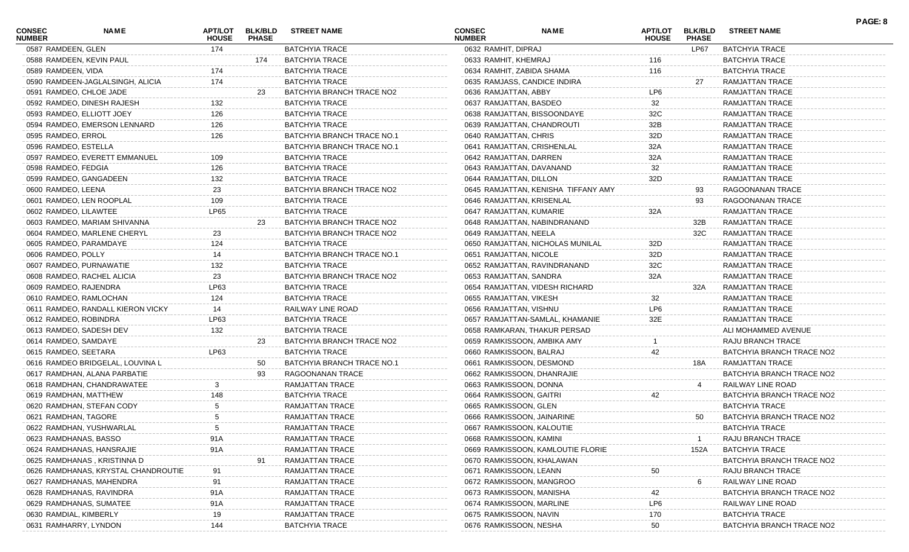| CONSEC NUMBER | NAME | APT/LOT HOUSE | BLK/BLD PHASE | STREET NAME |
|---|---|---|---|---|
| 0587 | RAMDEEN, GLEN | 174 | | BATCHYIA TRACE |
| 0588 | RAMDEEN, KEVIN PAUL | | 174 | BATCHYIA TRACE |
| 0589 | RAMDEEN, VIDA | 174 | | BATCHYIA TRACE |
| 0590 | RAMDEEN-JAGLALSINGH, ALICIA | 174 | | BATCHYIA TRACE |
| 0591 | RAMDEO, CHLOE JADE | | 23 | BATCHYIA BRANCH TRACE NO2 |
| 0592 | RAMDEO, DINESH RAJESH | 132 | | BATCHYIA TRACE |
| 0593 | RAMDEO, ELLIOTT JOEY | 126 | | BATCHYIA TRACE |
| 0594 | RAMDEO, EMERSON LENNARD | 126 | | BATCHYIA TRACE |
| 0595 | RAMDEO, ERROL | 126 | | BATCHYIA BRANCH TRACE NO.1 |
| 0596 | RAMDEO, ESTELLA | | | BATCHYIA BRANCH TRACE NO.1 |
| 0597 | RAMDEO, EVERETT EMMANUEL | 109 | | BATCHYIA TRACE |
| 0598 | RAMDEO, FEDGIA | 126 | | BATCHYIA TRACE |
| 0599 | RAMDEO, GANGADEEN | 132 | | BATCHYIA TRACE |
| 0600 | RAMDEO, LEENA | 23 | | BATCHYIA BRANCH TRACE NO2 |
| 0601 | RAMDEO, LEN ROOPLAL | 109 | | BATCHYIA TRACE |
| 0602 | RAMDEO, LILAWTEE | LP65 | | BATCHYIA TRACE |
| 0603 | RAMDEO, MARIAM SHIVANNA | | 23 | BATCHYIA BRANCH TRACE NO2 |
| 0604 | RAMDEO, MARLENE CHERYL | 23 | | BATCHYIA BRANCH TRACE NO2 |
| 0605 | RAMDEO, PARAMDAYE | 124 | | BATCHYIA TRACE |
| 0606 | RAMDEO, POLLY | 14 | | BATCHYIA BRANCH TRACE NO.1 |
| 0607 | RAMDEO, PURNAWATIE | 132 | | BATCHYIA TRACE |
| 0608 | RAMDEO, RACHEL ALICIA | 23 | | BATCHYIA BRANCH TRACE NO2 |
| 0609 | RAMDEO, RAJENDRA | LP63 | | BATCHYIA TRACE |
| 0610 | RAMDEO, RAMLOCHAN | 124 | | BATCHYIA TRACE |
| 0611 | RAMDEO, RANDALL KIERON VICKY | 14 | | RAILWAY LINE ROAD |
| 0612 | RAMDEO, ROBINDRA | LP63 | | BATCHYIA TRACE |
| 0613 | RAMDEO, SADESH DEV | 132 | | BATCHYIA TRACE |
| 0614 | RAMDEO, SAMDAYE | | 23 | BATCHYIA BRANCH TRACE NO2 |
| 0615 | RAMDEO, SEETARA | LP63 | | BATCHYIA TRACE |
| 0616 | RAMDEO BRIDGELAL, LOUVINA L | | 50 | BATCHYIA BRANCH TRACE NO.1 |
| 0617 | RAMDHAN, ALANA PARBATIE | | 93 | RAGOONANAN TRACE |
| 0618 | RAMDHAN, CHANDRAWATEE | 3 | | RAMJATTAN TRACE |
| 0619 | RAMDHAN, MATTHEW | 148 | | BATCHYIA TRACE |
| 0620 | RAMDHAN, STEFAN CODY | 5 | | RAMJATTAN TRACE |
| 0621 | RAMDHAN, TAGORE | 5 | | RAMJATTAN TRACE |
| 0622 | RAMDHAN, YUSHWARLAL | 5 | | RAMJATTAN TRACE |
| 0623 | RAMDHANAS, BASSO | 91A | | RAMJATTAN TRACE |
| 0624 | RAMDHANAS, HANSRAJIE | 91A | | RAMJATTAN TRACE |
| 0625 | RAMDHANAS , KRISTINNA D | | 91 | RAMJATTAN TRACE |
| 0626 | RAMDHANAS, KRYSTAL CHANDROUTIE | 91 | | RAMJATTAN TRACE |
| 0627 | RAMDHANAS, MAHENDRA | 91 | | RAMJATTAN TRACE |
| 0628 | RAMDHANAS, RAVINDRA | 91A | | RAMJATTAN TRACE |
| 0629 | RAMDHANAS, SUMATEE | 91A | | RAMJATTAN TRACE |
| 0630 | RAMDIAL, KIMBERLY | 19 | | RAMJATTAN TRACE |
| 0631 | RAMHARRY, LYNDON | 144 | | BATCHYIA TRACE |
| 0632 | RAMHIT, DIPRAJ | | LP67 | BATCHYIA TRACE |
| 0633 | RAMHIT, KHEMRAJ | 116 | | BATCHYIA TRACE |
| 0634 | RAMHIT, ZABIDA SHAMA | 116 | | BATCHYIA TRACE |
| 0635 | RAMJASS, CANDICE INDIRA | | 27 | RAMJATTAN TRACE |
| 0636 | RAMJATTAN, ABBY | LP6 | | RAMJATTAN TRACE |
| 0637 | RAMJATTAN, BASDEO | 32 | | RAMJATTAN TRACE |
| 0638 | RAMJATTAN, BISSOONDAYE | 32C | | RAMJATTAN TRACE |
| 0639 | RAMJATTAN, CHANDROUTI | 32B | | RAMJATTAN TRACE |
| 0640 | RAMJATTAN, CHRIS | 32D | | RAMJATTAN TRACE |
| 0641 | RAMJATTAN, CRISHENLAL | 32A | | RAMJATTAN TRACE |
| 0642 | RAMJATTAN, DARREN | 32A | | RAMJATTAN TRACE |
| 0643 | RAMJATTAN, DAVANAND | 32 | | RAMJATTAN TRACE |
| 0644 | RAMJATTAN, DILLON | 32D | | RAMJATTAN TRACE |
| 0645 | RAMJATTAN, KENISHA TIFFANY AMY | | 93 | RAGOONANAN TRACE |
| 0646 | RAMJATTAN, KRISENLAL | | 93 | RAGOONANAN TRACE |
| 0647 | RAMJATTAN, KUMARIE | 32A | | RAMJATTAN TRACE |
| 0648 | RAMJATTAN, NABINDRANAND | | 32B | RAMJATTAN TRACE |
| 0649 | RAMJATTAN, NEELA | | 32C | RAMJATTAN TRACE |
| 0650 | RAMJATTAN, NICHOLAS MUNILAL | 32D | | RAMJATTAN TRACE |
| 0651 | RAMJATTAN, NICOLE | 32D | | RAMJATTAN TRACE |
| 0652 | RAMJATTAN, RAVINDRANAND | 32C | | RAMJATTAN TRACE |
| 0653 | RAMJATTAN, SANDRA | 32A | | RAMJATTAN TRACE |
| 0654 | RAMJATTAN, VIDESH RICHARD | | 32A | RAMJATTAN TRACE |
| 0655 | RAMJATTAN, VIKESH | 32 | | RAMJATTAN TRACE |
| 0656 | RAMJATTAN, VISHNU | LP6 | | RAMJATTAN TRACE |
| 0657 | RAMJATTAN-SAMLAL, KHAMANIE | 32E | | RAMJATTAN TRACE |
| 0658 | RAMKARAN, THAKUR PERSAD | | | ALI MOHAMMED AVENUE |
| 0659 | RAMKISSOON, AMBIKA AMY | 1 | | RAJU BRANCH TRACE |
| 0660 | RAMKISSOON, BALRAJ | 42 | | BATCHYIA BRANCH TRACE NO2 |
| 0661 | RAMKISSOON, DESMOND | | 18A | RAMJATTAN TRACE |
| 0662 | RAMKISSOON, DHANRAJIE | | | BATCHYIA BRANCH TRACE NO2 |
| 0663 | RAMKISSOON, DONNA | | 4 | RAILWAY LINE ROAD |
| 0664 | RAMKISSOON, GAITRI | 42 | | BATCHYIA BRANCH TRACE NO2 |
| 0665 | RAMKISSOON, GLEN | | | BATCHYIA TRACE |
| 0666 | RAMKISSOON, JAINARINE | | 50 | BATCHYIA BRANCH TRACE NO2 |
| 0667 | RAMKISSOON, KALOUTIE | | | BATCHYIA TRACE |
| 0668 | RAMKISSOON, KAMINI | | 1 | RAJU BRANCH TRACE |
| 0669 | RAMKISSOON, KAMLOUTIE FLORIE | | 152A | BATCHYIA TRACE |
| 0670 | RAMKISSOON, KHALAWAN | | | BATCHYIA BRANCH TRACE NO2 |
| 0671 | RAMKISSOON, LEANN | 50 | | RAJU BRANCH TRACE |
| 0672 | RAMKISSOON, MANGROO | | 6 | RAILWAY LINE ROAD |
| 0673 | RAMKISSOON, MANISHA | 42 | | BATCHYIA BRANCH TRACE NO2 |
| 0674 | RAMKISSOON, MARLINE | LP6 | | RAILWAY LINE ROAD |
| 0675 | RAMKISSOON, NAVIN | 170 | | BATCHYIA TRACE |
| 0676 | RAMKISSOON, NESHA | 50 | | BATCHYIA BRANCH TRACE NO2 |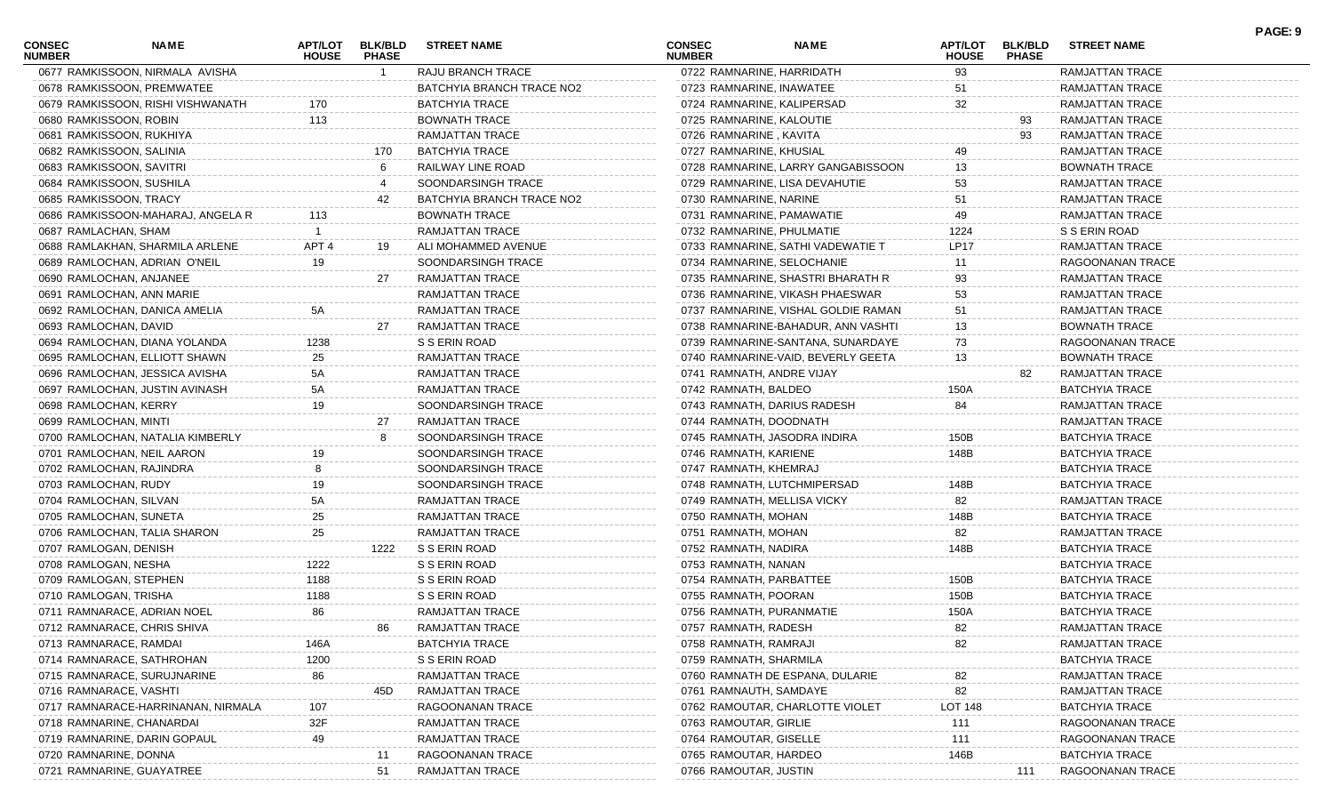| CONSEC NUMBER | NAME | APT/LOT HOUSE | BLK/BLD PHASE | STREET NAME |
|---|---|---|---|---|
| 0677 | RAMKISSOON, NIRMALA AVISHA | | 1 | RAJU BRANCH TRACE |
| 0678 | RAMKISSOON, PREMWATEE | | | BATCHYIA BRANCH TRACE NO2 |
| 0679 | RAMKISSOON, RISHI VISHWANATH | 170 | | BATCHYIA TRACE |
| 0680 | RAMKISSOON, ROBIN | 113 | | BOWNATH TRACE |
| 0681 | RAMKISSOON, RUKHIYA | | | RAMJATTAN TRACE |
| 0682 | RAMKISSOON, SALINIA | | 170 | BATCHYIA TRACE |
| 0683 | RAMKISSOON, SAVITRI | | 6 | RAILWAY LINE ROAD |
| 0684 | RAMKISSOON, SUSHILA | | 4 | SOONDARSINGH TRACE |
| 0685 | RAMKISSOON, TRACY | | 42 | BATCHYIA BRANCH TRACE NO2 |
| 0686 | RAMKISSOON-MAHARAJ, ANGELA R | 113 | | BOWNATH TRACE |
| 0687 | RAMLACHAN, SHAM | 1 | | RAMJATTAN TRACE |
| 0688 | RAMLAKHAN, SHARMILA ARLENE | APT 4 | 19 | ALI MOHAMMED AVENUE |
| 0689 | RAMLOCHAN, ADRIAN O'NEIL | 19 | | SOONDARSINGH TRACE |
| 0690 | RAMLOCHAN, ANJANEE | | 27 | RAMJATTAN TRACE |
| 0691 | RAMLOCHAN, ANN MARIE | | | RAMJATTAN TRACE |
| 0692 | RAMLOCHAN, DANICA AMELIA | 5A | | RAMJATTAN TRACE |
| 0693 | RAMLOCHAN, DAVID | | 27 | RAMJATTAN TRACE |
| 0694 | RAMLOCHAN, DIANA YOLANDA | 1238 | | S S ERIN ROAD |
| 0695 | RAMLOCHAN, ELLIOTT SHAWN | 25 | | RAMJATTAN TRACE |
| 0696 | RAMLOCHAN, JESSICA AVISHA | 5A | | RAMJATTAN TRACE |
| 0697 | RAMLOCHAN, JUSTIN AVINASH | 5A | | RAMJATTAN TRACE |
| 0698 | RAMLOCHAN, KERRY | 19 | | SOONDARSINGH TRACE |
| 0699 | RAMLOCHAN, MINTI | | 27 | RAMJATTAN TRACE |
| 0700 | RAMLOCHAN, NATALIA KIMBERLY | | 8 | SOONDARSINGH TRACE |
| 0701 | RAMLOCHAN, NEIL AARON | 19 | | SOONDARSINGH TRACE |
| 0702 | RAMLOCHAN, RAJINDRA | 8 | | SOONDARSINGH TRACE |
| 0703 | RAMLOCHAN, RUDY | 19 | | SOONDARSINGH TRACE |
| 0704 | RAMLOCHAN, SILVAN | 5A | | RAMJATTAN TRACE |
| 0705 | RAMLOCHAN, SUNETA | 25 | | RAMJATTAN TRACE |
| 0706 | RAMLOCHAN, TALIA SHARON | 25 | | RAMJATTAN TRACE |
| 0707 | RAMLOGAN, DENISH | | 1222 | S S ERIN ROAD |
| 0708 | RAMLOGAN, NESHA | 1222 | | S S ERIN ROAD |
| 0709 | RAMLOGAN, STEPHEN | 1188 | | S S ERIN ROAD |
| 0710 | RAMLOGAN, TRISHA | 1188 | | S S ERIN ROAD |
| 0711 | RAMNARACE, ADRIAN NOEL | 86 | | RAMJATTAN TRACE |
| 0712 | RAMNARACE, CHRIS SHIVA | | 86 | RAMJATTAN TRACE |
| 0713 | RAMNARACE, RAMDAI | 146A | | BATCHYIA TRACE |
| 0714 | RAMNARACE, SATHROHAN | 1200 | | S S ERIN ROAD |
| 0715 | RAMNARACE, SURUJNARINE | 86 | | RAMJATTAN TRACE |
| 0716 | RAMNARACE, VASHTI | | 45D | RAMJATTAN TRACE |
| 0717 | RAMNARACE-HARRINANAN, NIRMALA | 107 | | RAGOONANAN TRACE |
| 0718 | RAMNARINE, CHANARDAI | 32F | | RAMJATTAN TRACE |
| 0719 | RAMNARINE, DARIN GOPAUL | 49 | | RAMJATTAN TRACE |
| 0720 | RAMNARINE, DONNA | | 11 | RAGOONANAN TRACE |
| 0721 | RAMNARINE, GUAYATREE | | 51 | RAMJATTAN TRACE |
| 0722 | RAMNARINE, HARRIDATH | 93 | | RAMJATTAN TRACE |
| 0723 | RAMNARINE, INAWATEE | 51 | | RAMJATTAN TRACE |
| 0724 | RAMNARINE, KALIPERSAD | 32 | | RAMJATTAN TRACE |
| 0725 | RAMNARINE, KALOUTIE | | 93 | RAMJATTAN TRACE |
| 0726 | RAMNARINE , KAVITA | | 93 | RAMJATTAN TRACE |
| 0727 | RAMNARINE, KHUSIAL | 49 | | RAMJATTAN TRACE |
| 0728 | RAMNARINE, LARRY GANGABISSOON | 13 | | BOWNATH TRACE |
| 0729 | RAMNARINE, LISA DEVAHUTIE | 53 | | RAMJATTAN TRACE |
| 0730 | RAMNARINE, NARINE | 51 | | RAMJATTAN TRACE |
| 0731 | RAMNARINE, PAMAWATIE | 49 | | RAMJATTAN TRACE |
| 0732 | RAMNARINE, PHULMATIE | 1224 | | S S ERIN ROAD |
| 0733 | RAMNARINE, SATHI VADEWATIE T | LP17 | | RAMJATTAN TRACE |
| 0734 | RAMNARINE, SELOCHANIE | 11 | | RAGOONANAN TRACE |
| 0735 | RAMNARINE, SHASTRI BHARATH R | 93 | | RAMJATTAN TRACE |
| 0736 | RAMNARINE, VIKASH PHAESWAR | 53 | | RAMJATTAN TRACE |
| 0737 | RAMNARINE, VISHAL GOLDIE RAMAN | 51 | | RAMJATTAN TRACE |
| 0738 | RAMNARINE-BAHADUR, ANN VASHTI | 13 | | BOWNATH TRACE |
| 0739 | RAMNARINE-SANTANA, SUNARDAYE | 73 | | RAGOONANAN TRACE |
| 0740 | RAMNARINE-VAID, BEVERLY GEETA | 13 | | BOWNATH TRACE |
| 0741 | RAMNATH, ANDRE VIJAY | | 82 | RAMJATTAN TRACE |
| 0742 | RAMNATH, BALDEO | 150A | | BATCHYIA TRACE |
| 0743 | RAMNATH, DARIUS RADESH | 84 | | RAMJATTAN TRACE |
| 0744 | RAMNATH, DOODNATH | | | RAMJATTAN TRACE |
| 0745 | RAMNATH, JASODRA INDIRA | 150B | | BATCHYIA TRACE |
| 0746 | RAMNATH, KARIENE | 148B | | BATCHYIA TRACE |
| 0747 | RAMNATH, KHEMRAJ | | | BATCHYIA TRACE |
| 0748 | RAMNATH, LUTCHMIPERSAD | 148B | | BATCHYIA TRACE |
| 0749 | RAMNATH, MELLISA VICKY | 82 | | RAMJATTAN TRACE |
| 0750 | RAMNATH, MOHAN | 148B | | BATCHYIA TRACE |
| 0751 | RAMNATH, MOHAN | 82 | | RAMJATTAN TRACE |
| 0752 | RAMNATH, NADIRA | 148B | | BATCHYIA TRACE |
| 0753 | RAMNATH, NANAN | | | BATCHYIA TRACE |
| 0754 | RAMNATH, PARBATTEE | 150B | | BATCHYIA TRACE |
| 0755 | RAMNATH, POORAN | 150B | | BATCHYIA TRACE |
| 0756 | RAMNATH, PURANMATIE | 150A | | BATCHYIA TRACE |
| 0757 | RAMNATH, RADESH | 82 | | RAMJATTAN TRACE |
| 0758 | RAMNATH, RAMRAJI | 82 | | RAMJATTAN TRACE |
| 0759 | RAMNATH, SHARMILA | | | BATCHYIA TRACE |
| 0760 | RAMNATH DE ESPANA, DULARIE | 82 | | RAMJATTAN TRACE |
| 0761 | RAMNAUTH, SAMDAYE | 82 | | RAMJATTAN TRACE |
| 0762 | RAMOUTAR, CHARLOTTE VIOLET | LOT 148 | | BATCHYIA TRACE |
| 0763 | RAMOUTAR, GIRLIE | 111 | | RAGOONANAN TRACE |
| 0764 | RAMOUTAR, GISELLE | 111 | | RAGOONANAN TRACE |
| 0765 | RAMOUTAR, HARDEO | 146B | | BATCHYIA TRACE |
| 0766 | RAMOUTAR, JUSTIN | | 111 | RAGOONANAN TRACE |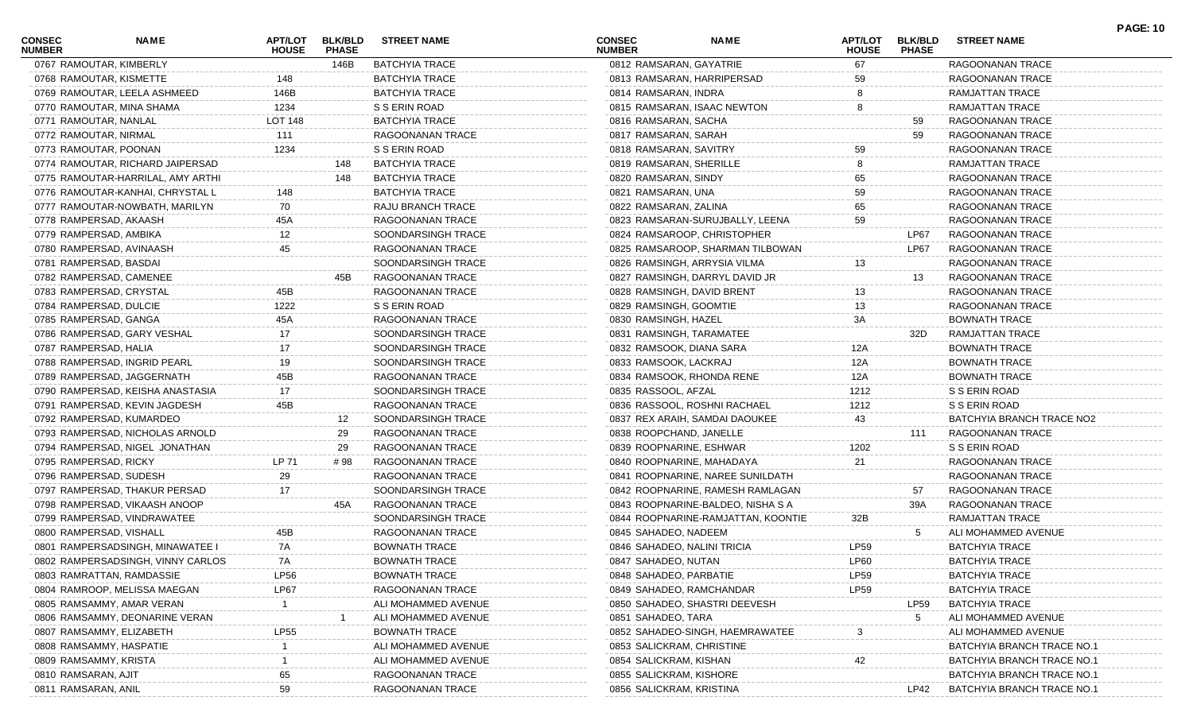| CONSEC NUMBER | NAME | APT/LOT HOUSE | BLK/BLD PHASE | STREET NAME |
|---|---|---|---|---|
| 0767 | RAMOUTAR, KIMBERLY | | 146B | BATCHYIA TRACE |
| 0768 | RAMOUTAR, KISMETTE | 148 | | BATCHYIA TRACE |
| 0769 | RAMOUTAR, LEELA ASHMEED | 146B | | BATCHYIA TRACE |
| 0770 | RAMOUTAR, MINA SHAMA | 1234 | | S S ERIN ROAD |
| 0771 | RAMOUTAR, NANLAL | LOT 148 | | BATCHYIA TRACE |
| 0772 | RAMOUTAR, NIRMAL | 111 | | RAGOONANAN TRACE |
| 0773 | RAMOUTAR, POONAN | 1234 | | S S ERIN ROAD |
| 0774 | RAMOUTAR, RICHARD JAIPERSAD | | 148 | BATCHYIA TRACE |
| 0775 | RAMOUTAR-HARRILAL, AMY ARTHI | | 148 | BATCHYIA TRACE |
| 0776 | RAMOUTAR-KANHAI, CHRYSTAL L | 148 | | BATCHYIA TRACE |
| 0777 | RAMOUTAR-NOWBATH, MARILYN | 70 | | RAJU BRANCH TRACE |
| 0778 | RAMPERSAD, AKAASH | 45A | | RAGOONANAN TRACE |
| 0779 | RAMPERSAD, AMBIKA | 12 | | SOONDARSINGH TRACE |
| 0780 | RAMPERSAD, AVINAASH | 45 | | RAGOONANAN TRACE |
| 0781 | RAMPERSAD, BASDAI | | | SOONDARSINGH TRACE |
| 0782 | RAMPERSAD, CAMENEE | | 45B | RAGOONANAN TRACE |
| 0783 | RAMPERSAD, CRYSTAL | 45B | | RAGOONANAN TRACE |
| 0784 | RAMPERSAD, DULCIE | 1222 | | S S ERIN ROAD |
| 0785 | RAMPERSAD, GANGA | 45A | | RAGOONANAN TRACE |
| 0786 | RAMPERSAD, GARY VESHAL | 17 | | SOONDARSINGH TRACE |
| 0787 | RAMPERSAD, HALIA | 17 | | SOONDARSINGH TRACE |
| 0788 | RAMPERSAD, INGRID PEARL | 19 | | SOONDARSINGH TRACE |
| 0789 | RAMPERSAD, JAGGERNATH | 45B | | RAGOONANAN TRACE |
| 0790 | RAMPERSAD, KEISHA ANASTASIA | 17 | | SOONDARSINGH TRACE |
| 0791 | RAMPERSAD, KEVIN JAGDESH | 45B | | RAGOONANAN TRACE |
| 0792 | RAMPERSAD, KUMARDEO | | 12 | SOONDARSINGH TRACE |
| 0793 | RAMPERSAD, NICHOLAS ARNOLD | | 29 | RAGOONANAN TRACE |
| 0794 | RAMPERSAD, NIGEL JONATHAN | | 29 | RAGOONANAN TRACE |
| 0795 | RAMPERSAD, RICKY | LP 71 | # 98 | RAGOONANAN TRACE |
| 0796 | RAMPERSAD, SUDESH | 29 | | RAGOONANAN TRACE |
| 0797 | RAMPERSAD, THAKUR PERSAD | 17 | | SOONDARSINGH TRACE |
| 0798 | RAMPERSAD, VIKAASH ANOOP | | 45A | RAGOONANAN TRACE |
| 0799 | RAMPERSAD, VINDRAWATEE | | | SOONDARSINGH TRACE |
| 0800 | RAMPERSAD, VISHALL | 45B | | RAGOONANAN TRACE |
| 0801 | RAMPERSADSINGH, MINAWATEE I | 7A | | BOWNATH TRACE |
| 0802 | RAMPERSADSINGH, VINNY CARLOS | 7A | | BOWNATH TRACE |
| 0803 | RAMRATTAN, RAMDASSIE | LP56 | | BOWNATH TRACE |
| 0804 | RAMROOP, MELISSA MAEGAN | LP67 | | RAGOONANAN TRACE |
| 0805 | RAMSAMMY, AMAR VERAN | 1 | | ALI MOHAMMED AVENUE |
| 0806 | RAMSAMMY, DEONARINE VERAN | | 1 | ALI MOHAMMED AVENUE |
| 0807 | RAMSAMMY, ELIZABETH | LP55 | | BOWNATH TRACE |
| 0808 | RAMSAMMY, HASPATIE | 1 | | ALI MOHAMMED AVENUE |
| 0809 | RAMSAMMY, KRISTA | 1 | | ALI MOHAMMED AVENUE |
| 0810 | RAMSARAN, AJIT | 65 | | RAGOONANAN TRACE |
| 0811 | RAMSARAN, ANIL | 59 | | RAGOONANAN TRACE |
| 0812 | RAMSARAN, GAYATRIE | 67 | | RAGOONANAN TRACE |
| 0813 | RAMSARAN, HARRIPERSAD | 59 | | RAGOONANAN TRACE |
| 0814 | RAMSARAN, INDRA | 8 | | RAMJATTAN TRACE |
| 0815 | RAMSARAN, ISAAC NEWTON | 8 | | RAMJATTAN TRACE |
| 0816 | RAMSARAN, SACHA | | 59 | RAGOONANAN TRACE |
| 0817 | RAMSARAN, SARAH | | 59 | RAGOONANAN TRACE |
| 0818 | RAMSARAN, SAVITRY | 59 | | RAGOONANAN TRACE |
| 0819 | RAMSARAN, SHERILLE | 8 | | RAMJATTAN TRACE |
| 0820 | RAMSARAN, SINDY | 65 | | RAGOONANAN TRACE |
| 0821 | RAMSARAN, UNA | 59 | | RAGOONANAN TRACE |
| 0822 | RAMSARAN, ZALINA | 65 | | RAGOONANAN TRACE |
| 0823 | RAMSARAN-SURUJBALLY, LEENA | 59 | | RAGOONANAN TRACE |
| 0824 | RAMSAROOP, CHRISTOPHER | | LP67 | RAGOONANAN TRACE |
| 0825 | RAMSAROOP, SHARMAN TILBOWAN | | LP67 | RAGOONANAN TRACE |
| 0826 | RAMSINGH, ARRYSIA VILMA | 13 | | RAGOONANAN TRACE |
| 0827 | RAMSINGH, DARRYL DAVID JR | | 13 | RAGOONANAN TRACE |
| 0828 | RAMSINGH, DAVID BRENT | 13 | | RAGOONANAN TRACE |
| 0829 | RAMSINGH, GOOMTIE | 13 | | RAGOONANAN TRACE |
| 0830 | RAMSINGH, HAZEL | 3A | | BOWNATH TRACE |
| 0831 | RAMSINGH, TARAMATEE | | 32D | RAMJATTAN TRACE |
| 0832 | RAMSOOK, DIANA SARA | 12A | | BOWNATH TRACE |
| 0833 | RAMSOOK, LACKRAJ | 12A | | BOWNATH TRACE |
| 0834 | RAMSOOK, RHONDA RENE | 12A | | BOWNATH TRACE |
| 0835 | RASSOOL, AFZAL | 1212 | | S S ERIN ROAD |
| 0836 | RASSOOL, ROSHNI RACHAEL | 1212 | | S S ERIN ROAD |
| 0837 | REX ARAIH, SAMDAI DAOUKEE | 43 | | BATCHYIA BRANCH TRACE NO2 |
| 0838 | ROOPCHAND, JANELLE | | 111 | RAGOONANAN TRACE |
| 0839 | ROOPNARINE, ESHWAR | 1202 | | S S ERIN ROAD |
| 0840 | ROOPNARINE, MAHADAYA | 21 | | RAGOONANAN TRACE |
| 0841 | ROOPNARINE, NAREE SUNILDATH | | | RAGOONANAN TRACE |
| 0842 | ROOPNARINE, RAMESH RAMLAGAN | | 57 | RAGOONANAN TRACE |
| 0843 | ROOPNARINE-BALDEO, NISHA S A | | 39A | RAGOONANAN TRACE |
| 0844 | ROOPNARINE-RAMJATTAN, KOONTIE | 32B | | RAMJATTAN TRACE |
| 0845 | SAHADEO, NADEEM | | 5 | ALI MOHAMMED AVENUE |
| 0846 | SAHADEO, NALINI TRICIA | LP59 | | BATCHYIA TRACE |
| 0847 | SAHADEO, NUTAN | LP60 | | BATCHYIA TRACE |
| 0848 | SAHADEO, PARBATIE | LP59 | | BATCHYIA TRACE |
| 0849 | SAHADEO, RAMCHANDAR | LP59 | | BATCHYIA TRACE |
| 0850 | SAHADEO, SHASTRI DEEVESH | | LP59 | BATCHYIA TRACE |
| 0851 | SAHADEO, TARA | | 5 | ALI MOHAMMED AVENUE |
| 0852 | SAHADEO-SINGH, HAEMRAWATEE | 3 | | ALI MOHAMMED AVENUE |
| 0853 | SALICKRAM, CHRISTINE | | | BATCHYIA BRANCH TRACE NO.1 |
| 0854 | SALICKRAM, KISHAN | 42 | | BATCHYIA BRANCH TRACE NO.1 |
| 0855 | SALICKRAM, KISHORE | | | BATCHYIA BRANCH TRACE NO.1 |
| 0856 | SALICKRAM, KRISTINA | | LP42 | BATCHYIA BRANCH TRACE NO.1 |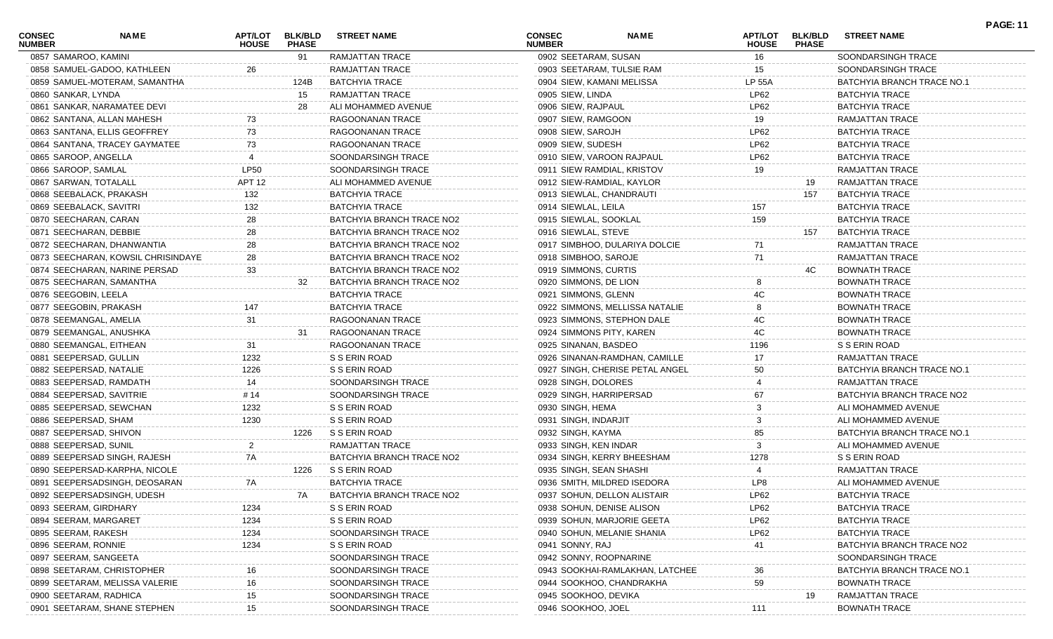| CONSEC NUMBER | NAME | APT/LOT HOUSE | BLK/BLD PHASE | STREET NAME |
|---|---|---|---|---|
| 0857 | SAMAROO, KAMINI | | 91 | RAMJATTAN TRACE |
| 0858 | SAMUEL-GADOO, KATHLEEN | 26 | | RAMJATTAN TRACE |
| 0859 | SAMUEL-MOTERAM, SAMANTHA | | 124B | BATCHYIA TRACE |
| 0860 | SANKAR, LYNDA | | 15 | RAMJATTAN TRACE |
| 0861 | SANKAR, NARAMATEE DEVI | | 28 | ALI MOHAMMED AVENUE |
| 0862 | SANTANA, ALLAN MAHESH | 73 | | RAGOONANAN TRACE |
| 0863 | SANTANA, ELLIS GEOFFREY | 73 | | RAGOONANAN TRACE |
| 0864 | SANTANA, TRACEY GAYMATEE | 73 | | RAGOONANAN TRACE |
| 0865 | SAROOP, ANGELLA | 4 | | SOONDARSINGH TRACE |
| 0866 | SAROOP, SAMLAL | LP50 | | SOONDARSINGH TRACE |
| 0867 | SARWAN, TOTALALL | APT 12 | | ALI MOHAMMED AVENUE |
| 0868 | SEEBALACK, PRAKASH | 132 | | BATCHYIA TRACE |
| 0869 | SEEBALACK, SAVITRI | 132 | | BATCHYIA TRACE |
| 0870 | SEECHARAN, CARAN | 28 | | BATCHYIA BRANCH TRACE NO2 |
| 0871 | SEECHARAN, DEBBIE | 28 | | BATCHYIA BRANCH TRACE NO2 |
| 0872 | SEECHARAN, DHANWANTIA | 28 | | BATCHYIA BRANCH TRACE NO2 |
| 0873 | SEECHARAN, KOWSIL CHRISINDAYE | 28 | | BATCHYIA BRANCH TRACE NO2 |
| 0874 | SEECHARAN, NARINE PERSAD | 33 | | BATCHYIA BRANCH TRACE NO2 |
| 0875 | SEECHARAN, SAMANTHA | | 32 | BATCHYIA BRANCH TRACE NO2 |
| 0876 | SEEGOBIN, LEELA | | | BATCHYIA TRACE |
| 0877 | SEEGOBIN, PRAKASH | 147 | | BATCHYIA TRACE |
| 0878 | SEEMANGAL, AMELIA | 31 | | RAGOONANAN TRACE |
| 0879 | SEEMANGAL, ANUSHKA | | 31 | RAGOONANAN TRACE |
| 0880 | SEEMANGAL, EITHEAN | 31 | | RAGOONANAN TRACE |
| 0881 | SEEPERSAD, GULLIN | 1232 | | S S ERIN ROAD |
| 0882 | SEEPERSAD, NATALIE | 1226 | | S S ERIN ROAD |
| 0883 | SEEPERSAD, RAMDATH | 14 | | SOONDARSINGH TRACE |
| 0884 | SEEPERSAD, SAVITRIE | # 14 | | SOONDARSINGH TRACE |
| 0885 | SEEPERSAD, SEWCHAN | 1232 | | S S ERIN ROAD |
| 0886 | SEEPERSAD, SHAM | 1230 | | S S ERIN ROAD |
| 0887 | SEEPERSAD, SHIVON | | 1226 | S S ERIN ROAD |
| 0888 | SEEPERSAD, SUNIL | 2 | | RAMJATTAN TRACE |
| 0889 | SEEPERSAD SINGH, RAJESH | 7A | | BATCHYIA BRANCH TRACE NO2 |
| 0890 | SEEPERSAD-KARPHA, NICOLE | | 1226 | S S ERIN ROAD |
| 0891 | SEEPERSADSINGH, DEOSARAN | 7A | | BATCHYIA TRACE |
| 0892 | SEEPERSADSINGH, UDESH | | 7A | BATCHYIA BRANCH TRACE NO2 |
| 0893 | SEERAM, GIRDHARY | 1234 | | S S ERIN ROAD |
| 0894 | SEERAM, MARGARET | 1234 | | S S ERIN ROAD |
| 0895 | SEERAM, RAKESH | 1234 | | SOONDARSINGH TRACE |
| 0896 | SEERAM, RONNIE | 1234 | | S S ERIN ROAD |
| 0897 | SEERAM, SANGEETA | | | SOONDARSINGH TRACE |
| 0898 | SEETARAM, CHRISTOPHER | 16 | | SOONDARSINGH TRACE |
| 0899 | SEETARAM, MELISSA VALERIE | 16 | | SOONDARSINGH TRACE |
| 0900 | SEETARAM, RADHICA | 15 | | SOONDARSINGH TRACE |
| 0901 | SEETARAM, SHANE STEPHEN | 15 | | SOONDARSINGH TRACE |
| 0902 | SEETARAM, SUSAN | 16 | | SOONDARSINGH TRACE |
| 0903 | SEETARAM, TULSIE RAM | 15 | | SOONDARSINGH TRACE |
| 0904 | SIEW, KAMANI MELISSA | LP 55A | | BATCHYIA BRANCH TRACE NO.1 |
| 0905 | SIEW, LINDA | LP62 | | BATCHYIA TRACE |
| 0906 | SIEW, RAJPAUL | LP62 | | BATCHYIA TRACE |
| 0907 | SIEW, RAMGOON | 19 | | RAMJATTAN TRACE |
| 0908 | SIEW, SAROJH | LP62 | | BATCHYIA TRACE |
| 0909 | SIEW, SUDESH | LP62 | | BATCHYIA TRACE |
| 0910 | SIEW, VAROON RAJPAUL | LP62 | | BATCHYIA TRACE |
| 0911 | SIEW RAMDIAL, KRISTOV | 19 | | RAMJATTAN TRACE |
| 0912 | SIEW-RAMDIAL, KAYLOR | | 19 | RAMJATTAN TRACE |
| 0913 | SIEWLAL, CHANDRAUTI | | 157 | BATCHYIA TRACE |
| 0914 | SIEWLAL, LEILA | 157 | | BATCHYIA TRACE |
| 0915 | SIEWLAL, SOOKLAL | 159 | | BATCHYIA TRACE |
| 0916 | SIEWLAL, STEVE | | 157 | BATCHYIA TRACE |
| 0917 | SIMBHOO, DULARIYA DOLCIE | 71 | | RAMJATTAN TRACE |
| 0918 | SIMBHOO, SAROJE | 71 | | RAMJATTAN TRACE |
| 0919 | SIMMONS, CURTIS | | 4C | BOWNATH TRACE |
| 0920 | SIMMONS, DE LION | 8 | | BOWNATH TRACE |
| 0921 | SIMMONS, GLENN | 4C | | BOWNATH TRACE |
| 0922 | SIMMONS, MELLISSA NATALIE | 8 | | BOWNATH TRACE |
| 0923 | SIMMONS, STEPHON DALE | 4C | | BOWNATH TRACE |
| 0924 | SIMMONS PITY, KAREN | 4C | | BOWNATH TRACE |
| 0925 | SINANAN, BASDEO | 1196 | | S S ERIN ROAD |
| 0926 | SINANAN-RAMDHAN, CAMILLE | 17 | | RAMJATTAN TRACE |
| 0927 | SINGH, CHERISE PETAL ANGEL | 50 | | BATCHYIA BRANCH TRACE NO.1 |
| 0928 | SINGH, DOLORES | 4 | | RAMJATTAN TRACE |
| 0929 | SINGH, HARRIPERSAD | 67 | | BATCHYIA BRANCH TRACE NO2 |
| 0930 | SINGH, HEMA | 3 | | ALI MOHAMMED AVENUE |
| 0931 | SINGH, INDARJIT | 3 | | ALI MOHAMMED AVENUE |
| 0932 | SINGH, KAYMA | 85 | | BATCHYIA BRANCH TRACE NO.1 |
| 0933 | SINGH, KEN INDAR | 3 | | ALI MOHAMMED AVENUE |
| 0934 | SINGH, KERRY BHEESHAM | 1278 | | S S ERIN ROAD |
| 0935 | SINGH, SEAN SHASHI | 4 | | RAMJATTAN TRACE |
| 0936 | SMITH, MILDRED ISEDORA | LP8 | | ALI MOHAMMED AVENUE |
| 0937 | SOHUN, DELLON ALISTAIR | LP62 | | BATCHYIA TRACE |
| 0938 | SOHUN, DENISE ALISON | LP62 | | BATCHYIA TRACE |
| 0939 | SOHUN, MARJORIE GEETA | LP62 | | BATCHYIA TRACE |
| 0940 | SOHUN, MELANIE SHANIA | LP62 | | BATCHYIA TRACE |
| 0941 | SONNY, RAJ | 41 | | BATCHYIA BRANCH TRACE NO2 |
| 0942 | SONNY, ROOPNARINE | | | SOONDARSINGH TRACE |
| 0943 | SOOKHAI-RAMLAKHAN, LATCHEE | 36 | | BATCHYIA BRANCH TRACE NO.1 |
| 0944 | SOOKHOO, CHANDRAKHA | 59 | | BOWNATH TRACE |
| 0945 | SOOKHOO, DEVIKA | | 19 | RAMJATTAN TRACE |
| 0946 | SOOKHOO, JOEL | 111 | | BOWNATH TRACE |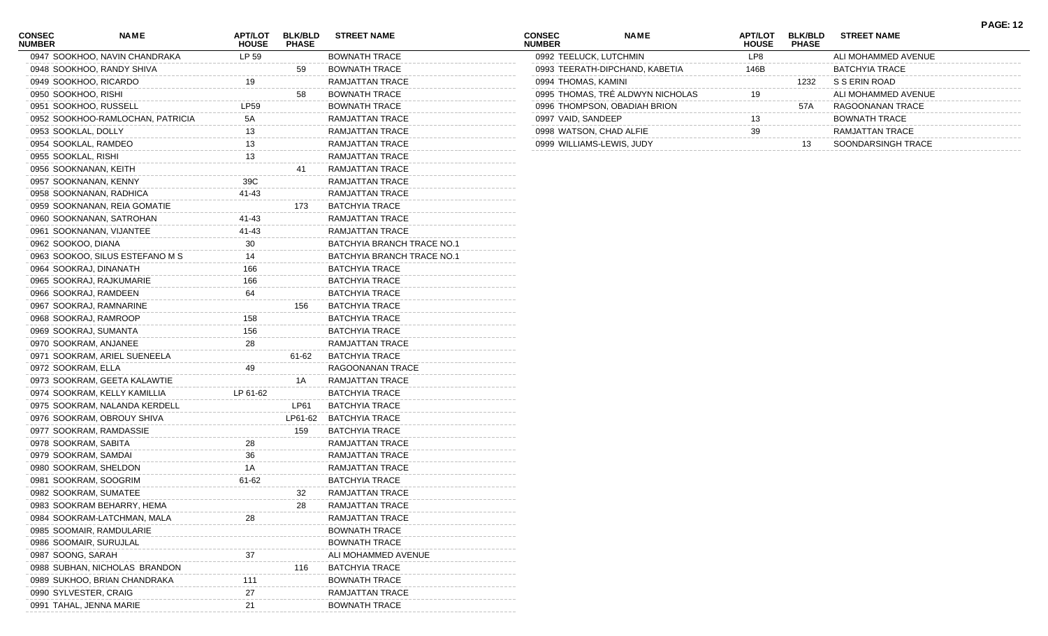| CONSEC NUMBER | NAME | APT/LOT HOUSE | BLK/BLD PHASE | STREET NAME |
|---|---|---|---|---|
| 0947 | SOOKHOO, NAVIN CHANDRAKA | LP 59 | | BOWNATH TRACE |
| 0948 | SOOKHOO, RANDY SHIVA | | 59 | BOWNATH TRACE |
| 0949 | SOOKHOO, RICARDO | 19 | | RAMJATTAN TRACE |
| 0950 | SOOKHOO, RISHI | | 58 | BOWNATH TRACE |
| 0951 | SOOKHOO, RUSSELL | LP59 | | BOWNATH TRACE |
| 0952 | SOOKHOO-RAMLOCHAN, PATRICIA | 5A | | RAMJATTAN TRACE |
| 0953 | SOOKLAL, DOLLY | 13 | | RAMJATTAN TRACE |
| 0954 | SOOKLAL, RAMDEO | 13 | | RAMJATTAN TRACE |
| 0955 | SOOKLAL, RISHI | 13 | | RAMJATTAN TRACE |
| 0956 | SOOKNANAN, KEITH | | 41 | RAMJATTAN TRACE |
| 0957 | SOOKNANAN, KENNY | 39C | | RAMJATTAN TRACE |
| 0958 | SOOKNANAN, RADHICA | 41-43 | | RAMJATTAN TRACE |
| 0959 | SOOKNANAN, REIA GOMATIE | | 173 | BATCHYIA TRACE |
| 0960 | SOOKNANAN, SATROHAN | 41-43 | | RAMJATTAN TRACE |
| 0961 | SOOKNANAN, VIJANTEE | 41-43 | | RAMJATTAN TRACE |
| 0962 | SOOKOO, DIANA | 30 | | BATCHYIA BRANCH TRACE NO.1 |
| 0963 | SOOKOO, SILUS ESTEFANO M S | 14 | | BATCHYIA BRANCH TRACE NO.1 |
| 0964 | SOOKRAJ, DINANATH | 166 | | BATCHYIA TRACE |
| 0965 | SOOKRAJ, RAJKUMARIE | 166 | | BATCHYIA TRACE |
| 0966 | SOOKRAJ, RAMDEEN | 64 | | BATCHYIA TRACE |
| 0967 | SOOKRAJ, RAMNARINE | | 156 | BATCHYIA TRACE |
| 0968 | SOOKRAJ, RAMROOP | 158 | | BATCHYIA TRACE |
| 0969 | SOOKRAJ, SUMANTA | 156 | | BATCHYIA TRACE |
| 0970 | SOOKRAM, ANJANEE | 28 | | RAMJATTAN TRACE |
| 0971 | SOOKRAM, ARIEL SUENEELA | | 61-62 | BATCHYIA TRACE |
| 0972 | SOOKRAM, ELLA | 49 | | RAGOONANAN TRACE |
| 0973 | SOOKRAM, GEETA KALAWTIE | | 1A | RAMJATTAN TRACE |
| 0974 | SOOKRAM, KELLY KAMILLIA | LP 61-62 | | BATCHYIA TRACE |
| 0975 | SOOKRAM, NALANDA KERDELL | | LP61 | BATCHYIA TRACE |
| 0976 | SOOKRAM, OBROUY SHIVA | | LP61-62 | BATCHYIA TRACE |
| 0977 | SOOKRAM, RAMDASSIE | | 159 | BATCHYIA TRACE |
| 0978 | SOOKRAM, SABITA | 28 | | RAMJATTAN TRACE |
| 0979 | SOOKRAM, SAMDAI | 36 | | RAMJATTAN TRACE |
| 0980 | SOOKRAM, SHELDON | 1A | | RAMJATTAN TRACE |
| 0981 | SOOKRAM, SOOGRIM | 61-62 | | BATCHYIA TRACE |
| 0982 | SOOKRAM, SUMATEE | | 32 | RAMJATTAN TRACE |
| 0983 | SOOKRAM BEHARRY, HEMA | | 28 | RAMJATTAN TRACE |
| 0984 | SOOKRAM-LATCHMAN, MALA | 28 | | RAMJATTAN TRACE |
| 0985 | SOOMAIR, RAMDULARIE | | | BOWNATH TRACE |
| 0986 | SOOMAIR, SURUJLAL | | | BOWNATH TRACE |
| 0987 | SOONG, SARAH | 37 | | ALI MOHAMMED AVENUE |
| 0988 | SUBHAN, NICHOLAS BRANDON | | 116 | BATCHYIA TRACE |
| 0989 | SUKHOO, BRIAN CHANDRAKA | 111 | | BOWNATH TRACE |
| 0990 | SYLVESTER, CRAIG | 27 | | RAMJATTAN TRACE |
| 0991 | TAHAL, JENNA MARIE | 21 | | BOWNATH TRACE |
| 0992 | TEELUCK, LUTCHMIN | LP8 | | ALI MOHAMMED AVENUE |
| 0993 | TEERATH-DIPCHAND, KABETIA | 146B | | BATCHYIA TRACE |
| 0994 | THOMAS, KAMINI | | 1232 | S S ERIN ROAD |
| 0995 | THOMAS, TRÉ ALDWYN NICHOLAS | 19 | | ALI MOHAMMED AVENUE |
| 0996 | THOMPSON, OBADIAH BRION | | 57A | RAGOONANAN TRACE |
| 0997 | VAID, SANDEEP | 13 | | BOWNATH TRACE |
| 0998 | WATSON, CHAD ALFIE | 39 | | RAMJATTAN TRACE |
| 0999 | WILLIAMS-LEWIS, JUDY | | 13 | SOONDARSINGH TRACE |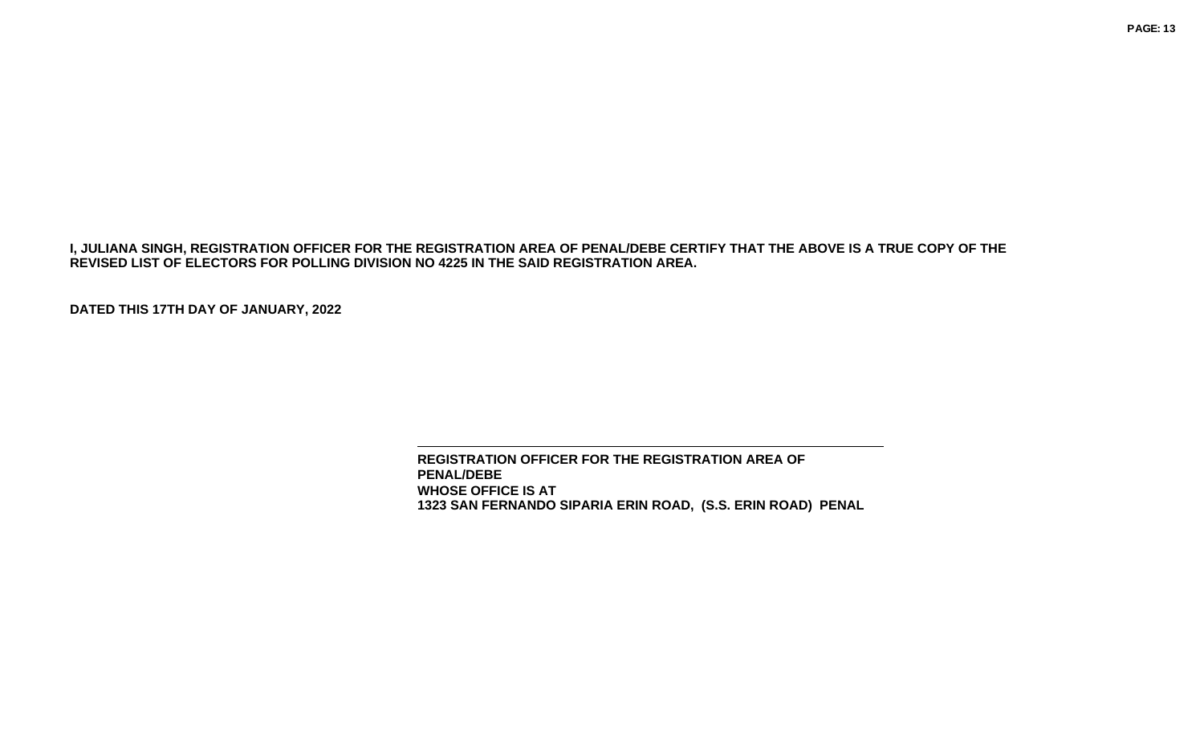**I, JULIANA SINGH, REGISTRATION OFFICER FOR THE REGISTRATION AREA OF PENAL/DEBE CERTIFY THAT THE ABOVE IS A TRUE COPY OF THE REVISED LIST OF ELECTORS FOR POLLING DIVISION NO 4225 IN THE SAID REGISTRATION AREA.**

**DATED THIS 17TH DAY OF JANUARY, 2022**

---

**REGISTRATION OFFICER FOR THE REGISTRATION AREA OF PENAL/DEBE**
**WHOSE OFFICE IS AT**
**1323 SAN FERNANDO SIPARIA ERIN ROAD, (S.S. ERIN ROAD) PENAL**